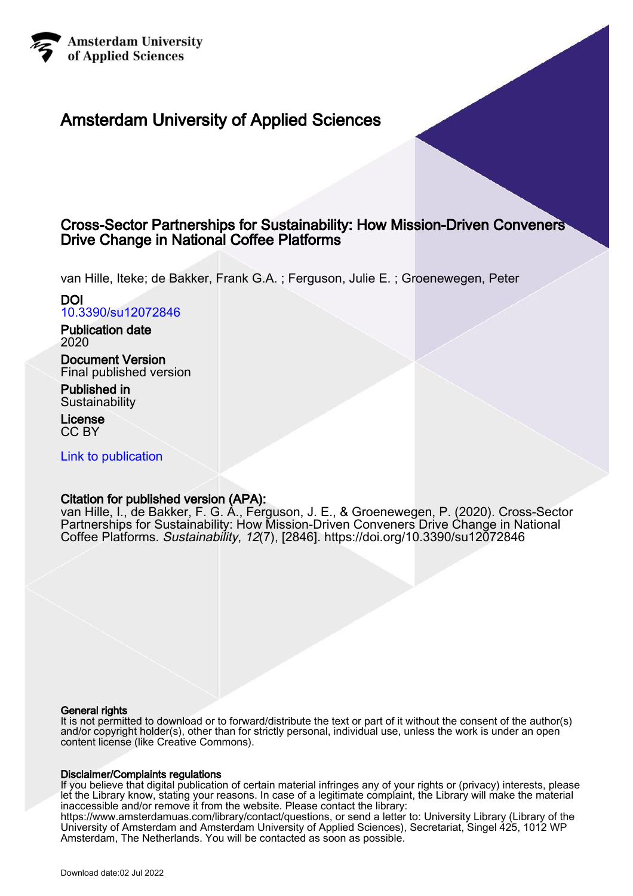Amsterdam University of Applied Sciences

# Amsterdam University of Applied Sciences

## Cross-Sector Partnerships for Sustainability: How Mission-Driven Conveners Drive Change in National Coffee Platforms

van Hille, Iteke; de Bakker, Frank G.A. ; Ferguson, Julie E. ; Groenewegen, Peter

**DOI**
10.3390/su12072846

**Publication date**
2020

**Document Version**
Final published version

**Published in**
Sustainability

**License**
CC BY

Link to publication

**Citation for published version (APA):**
van Hille, I., de Bakker, F. G. A., Ferguson, J. E., & Groenewegen, P. (2020). Cross-Sector Partnerships for Sustainability: How Mission-Driven Conveners Drive Change in National Coffee Platforms. *Sustainability*, *12*(7), [2846]. https://doi.org/10.3390/su12072846

**General rights**
It is not permitted to download or to forward/distribute the text or part of it without the consent of the author(s) and/or copyright holder(s), other than for strictly personal, individual use, unless the work is under an open content license (like Creative Commons).

**Disclaimer/Complaints regulations**
If you believe that digital publication of certain material infringes any of your rights or (privacy) interests, please let the Library know, stating your reasons. In case of a legitimate complaint, the Library will make the material inaccessible and/or remove it from the website. Please contact the library: https://www.amsterdamuas.com/library/contact/questions, or send a letter to: University Library (Library of the University of Amsterdam and Amsterdam University of Applied Sciences), Secretariat, Singel 425, 1012 WP Amsterdam, The Netherlands. You will be contacted as soon as possible.

Download date:02 Jul 2022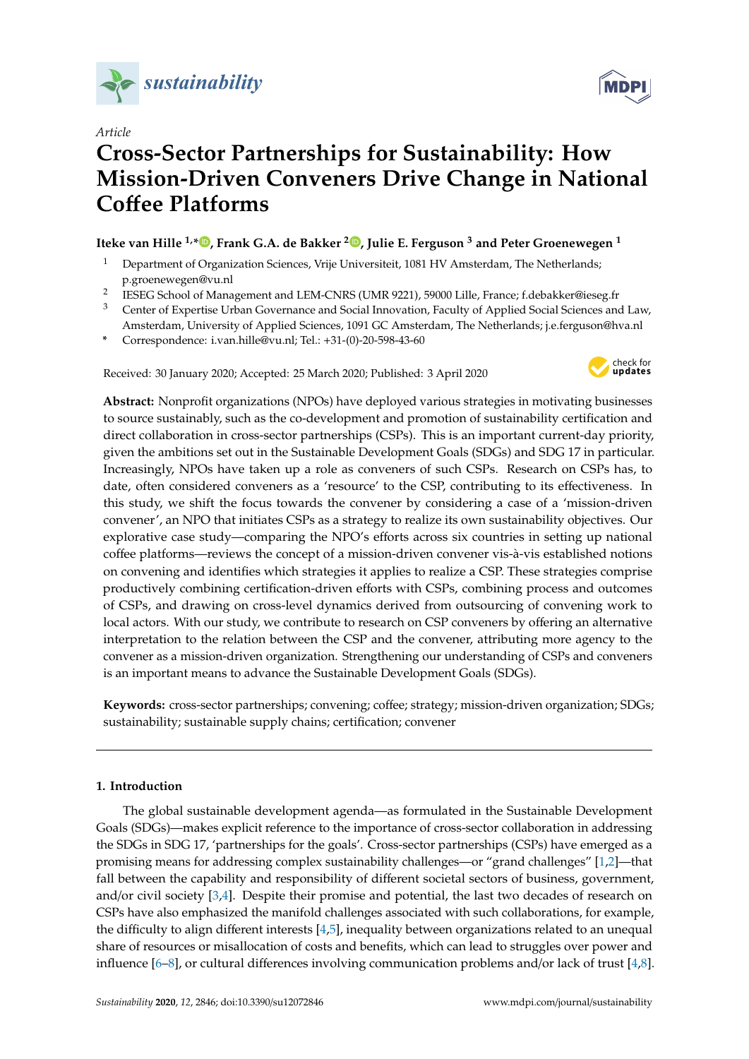# Cross-Sector Partnerships for Sustainability: How Mission-Driven Conveners Drive Change in National Coffee Platforms

**Iteke van Hille [1,*], Frank G.A. de Bakker [2], Julie E. Ferguson [3] and Peter Groenewegen [1]**

[1] Department of Organization Sciences, Vrije Universiteit, 1081 HV Amsterdam, The Netherlands; p.groenewegen@vu.nl

[2] IESEG School of Management and LEM-CNRS (UMR 9221), 59000 Lille, France; f.debakker@ieseg.fr

[3] Center of Expertise Urban Governance and Social Innovation, Faculty of Applied Social Sciences and Law, Amsterdam, University of Applied Sciences, 1091 GC Amsterdam, The Netherlands; j.e.ferguson@hva.nl

\* Correspondence: i.van.hille@vu.nl; Tel.: +31-(0)-20-598-43-60

Received: 30 January 2020; Accepted: 25 March 2020; Published: 3 April 2020

**Abstract:** Nonprofit organizations (NPOs) have deployed various strategies in motivating businesses to source sustainably, such as the co-development and promotion of sustainability certification and direct collaboration in cross-sector partnerships (CSPs). This is an important current-day priority, given the ambitions set out in the Sustainable Development Goals (SDGs) and SDG 17 in particular. Increasingly, NPOs have taken up a role as conveners of such CSPs. Research on CSPs has, to date, often considered conveners as a 'resource' to the CSP, contributing to its effectiveness. In this study, we shift the focus towards the convener by considering a case of a 'mission-driven convener', an NPO that initiates CSPs as a strategy to realize its own sustainability objectives. Our explorative case study—comparing the NPO's efforts across six countries in setting up national coffee platforms—reviews the concept of a mission-driven convener vis-à-vis established notions on convening and identifies which strategies it applies to realize a CSP. These strategies comprise productively combining certification-driven efforts with CSPs, combining process and outcomes of CSPs, and drawing on cross-level dynamics derived from outsourcing of convening work to local actors. With our study, we contribute to research on CSP conveners by offering an alternative interpretation to the relation between the CSP and the convener, attributing more agency to the convener as a mission-driven organization. Strengthening our understanding of CSPs and conveners is an important means to advance the Sustainable Development Goals (SDGs).

**Keywords:** cross-sector partnerships; convening; coffee; strategy; mission-driven organization; SDGs; sustainability; sustainable supply chains; certification; convener

## 1. Introduction

The global sustainable development agenda—as formulated in the Sustainable Development Goals (SDGs)—makes explicit reference to the importance of cross-sector collaboration in addressing the SDGs in SDG 17, 'partnerships for the goals'. Cross-sector partnerships (CSPs) have emerged as a promising means for addressing complex sustainability challenges—or "grand challenges" [1,2]—that fall between the capability and responsibility of different societal sectors of business, government, and/or civil society [3,4]. Despite their promise and potential, the last two decades of research on CSPs have also emphasized the manifold challenges associated with such collaborations, for example, the difficulty to align different interests [4,5], inequality between organizations related to an unequal share of resources or misallocation of costs and benefits, which can lead to struggles over power and influence [6–8], or cultural differences involving communication problems and/or lack of trust [4,8].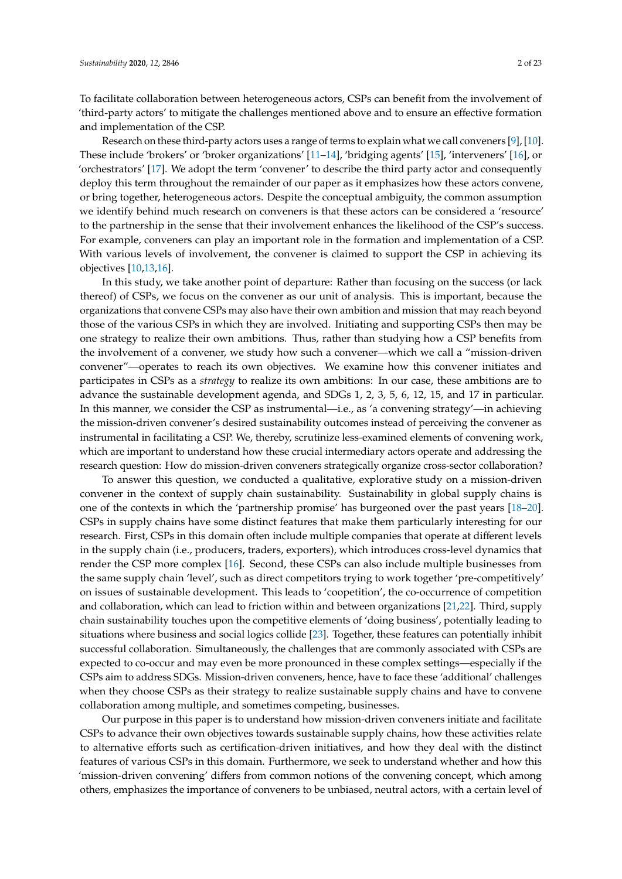To facilitate collaboration between heterogeneous actors, CSPs can benefit from the involvement of 'third-party actors' to mitigate the challenges mentioned above and to ensure an effective formation and implementation of the CSP.

Research on these third-party actors uses a range of terms to explain what we call conveners [9], [10]. These include 'brokers' or 'broker organizations' [11–14], 'bridging agents' [15], 'interveners' [16], or 'orchestrators' [17]. We adopt the term 'convener' to describe the third party actor and consequently deploy this term throughout the remainder of our paper as it emphasizes how these actors convene, or bring together, heterogeneous actors. Despite the conceptual ambiguity, the common assumption we identify behind much research on conveners is that these actors can be considered a 'resource' to the partnership in the sense that their involvement enhances the likelihood of the CSP's success. For example, conveners can play an important role in the formation and implementation of a CSP. With various levels of involvement, the convener is claimed to support the CSP in achieving its objectives [10,13,16].

In this study, we take another point of departure: Rather than focusing on the success (or lack thereof) of CSPs, we focus on the convener as our unit of analysis. This is important, because the organizations that convene CSPs may also have their own ambition and mission that may reach beyond those of the various CSPs in which they are involved. Initiating and supporting CSPs then may be one strategy to realize their own ambitions. Thus, rather than studying how a CSP benefits from the involvement of a convener, we study how such a convener—which we call a "mission-driven convener"—operates to reach its own objectives. We examine how this convener initiates and participates in CSPs as a *strategy* to realize its own ambitions: In our case, these ambitions are to advance the sustainable development agenda, and SDGs 1, 2, 3, 5, 6, 12, 15, and 17 in particular. In this manner, we consider the CSP as instrumental—i.e., as 'a convening strategy'—in achieving the mission-driven convener's desired sustainability outcomes instead of perceiving the convener as instrumental in facilitating a CSP. We, thereby, scrutinize less-examined elements of convening work, which are important to understand how these crucial intermediary actors operate and addressing the research question: How do mission-driven conveners strategically organize cross-sector collaboration?

To answer this question, we conducted a qualitative, explorative study on a mission-driven convener in the context of supply chain sustainability. Sustainability in global supply chains is one of the contexts in which the 'partnership promise' has burgeoned over the past years [18–20]. CSPs in supply chains have some distinct features that make them particularly interesting for our research. First, CSPs in this domain often include multiple companies that operate at different levels in the supply chain (i.e., producers, traders, exporters), which introduces cross-level dynamics that render the CSP more complex [16]. Second, these CSPs can also include multiple businesses from the same supply chain 'level', such as direct competitors trying to work together 'pre-competitively' on issues of sustainable development. This leads to 'coopetition', the co-occurrence of competition and collaboration, which can lead to friction within and between organizations [21,22]. Third, supply chain sustainability touches upon the competitive elements of 'doing business', potentially leading to situations where business and social logics collide [23]. Together, these features can potentially inhibit successful collaboration. Simultaneously, the challenges that are commonly associated with CSPs are expected to co-occur and may even be more pronounced in these complex settings—especially if the CSPs aim to address SDGs. Mission-driven conveners, hence, have to face these 'additional' challenges when they choose CSPs as their strategy to realize sustainable supply chains and have to convene collaboration among multiple, and sometimes competing, businesses.

Our purpose in this paper is to understand how mission-driven conveners initiate and facilitate CSPs to advance their own objectives towards sustainable supply chains, how these activities relate to alternative efforts such as certification-driven initiatives, and how they deal with the distinct features of various CSPs in this domain. Furthermore, we seek to understand whether and how this 'mission-driven convening' differs from common notions of the convening concept, which among others, emphasizes the importance of conveners to be unbiased, neutral actors, with a certain level of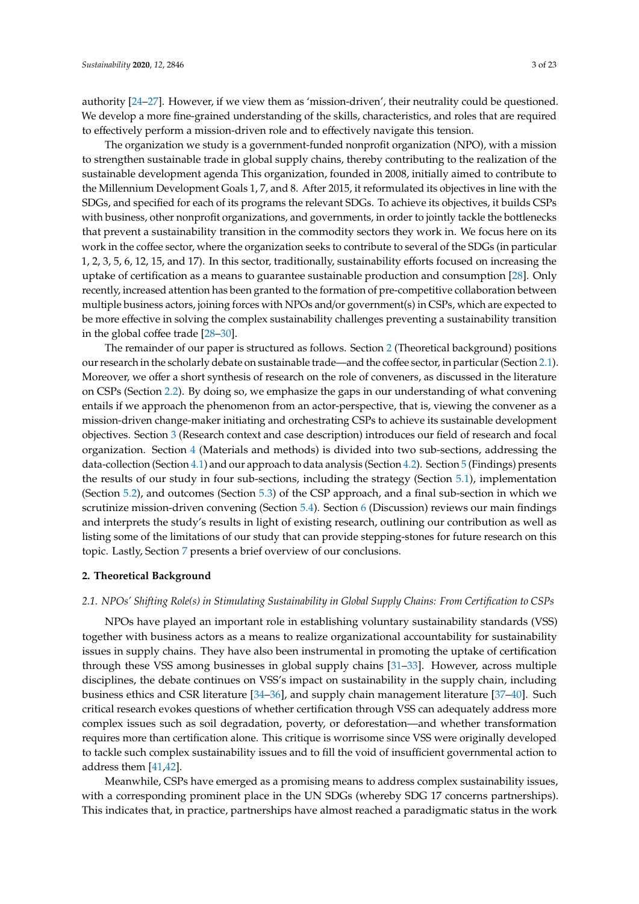authority [24–27]. However, if we view them as 'mission-driven', their neutrality could be questioned. We develop a more fine-grained understanding of the skills, characteristics, and roles that are required to effectively perform a mission-driven role and to effectively navigate this tension.

The organization we study is a government-funded nonprofit organization (NPO), with a mission to strengthen sustainable trade in global supply chains, thereby contributing to the realization of the sustainable development agenda This organization, founded in 2008, initially aimed to contribute to the Millennium Development Goals 1, 7, and 8. After 2015, it reformulated its objectives in line with the SDGs, and specified for each of its programs the relevant SDGs. To achieve its objectives, it builds CSPs with business, other nonprofit organizations, and governments, in order to jointly tackle the bottlenecks that prevent a sustainability transition in the commodity sectors they work in. We focus here on its work in the coffee sector, where the organization seeks to contribute to several of the SDGs (in particular 1, 2, 3, 5, 6, 12, 15, and 17). In this sector, traditionally, sustainability efforts focused on increasing the uptake of certification as a means to guarantee sustainable production and consumption [28]. Only recently, increased attention has been granted to the formation of pre-competitive collaboration between multiple business actors, joining forces with NPOs and/or government(s) in CSPs, which are expected to be more effective in solving the complex sustainability challenges preventing a sustainability transition in the global coffee trade [28–30].

The remainder of our paper is structured as follows. Section 2 (Theoretical background) positions our research in the scholarly debate on sustainable trade—and the coffee sector, in particular (Section 2.1). Moreover, we offer a short synthesis of research on the role of conveners, as discussed in the literature on CSPs (Section 2.2). By doing so, we emphasize the gaps in our understanding of what convening entails if we approach the phenomenon from an actor-perspective, that is, viewing the convener as a mission-driven change-maker initiating and orchestrating CSPs to achieve its sustainable development objectives. Section 3 (Research context and case description) introduces our field of research and focal organization. Section 4 (Materials and methods) is divided into two sub-sections, addressing the data-collection (Section 4.1) and our approach to data analysis (Section 4.2). Section 5 (Findings) presents the results of our study in four sub-sections, including the strategy (Section 5.1), implementation (Section 5.2), and outcomes (Section 5.3) of the CSP approach, and a final sub-section in which we scrutinize mission-driven convening (Section 5.4). Section 6 (Discussion) reviews our main findings and interprets the study's results in light of existing research, outlining our contribution as well as listing some of the limitations of our study that can provide stepping-stones for future research on this topic. Lastly, Section 7 presents a brief overview of our conclusions.

## 2. Theoretical Background

### 2.1. NPOs' Shifting Role(s) in Stimulating Sustainability in Global Supply Chains: From Certification to CSPs

NPOs have played an important role in establishing voluntary sustainability standards (VSS) together with business actors as a means to realize organizational accountability for sustainability issues in supply chains. They have also been instrumental in promoting the uptake of certification through these VSS among businesses in global supply chains [31–33]. However, across multiple disciplines, the debate continues on VSS's impact on sustainability in the supply chain, including business ethics and CSR literature [34–36], and supply chain management literature [37–40]. Such critical research evokes questions of whether certification through VSS can adequately address more complex issues such as soil degradation, poverty, or deforestation—and whether transformation requires more than certification alone. This critique is worrisome since VSS were originally developed to tackle such complex sustainability issues and to fill the void of insufficient governmental action to address them [41,42].

Meanwhile, CSPs have emerged as a promising means to address complex sustainability issues, with a corresponding prominent place in the UN SDGs (whereby SDG 17 concerns partnerships). This indicates that, in practice, partnerships have almost reached a paradigmatic status in the work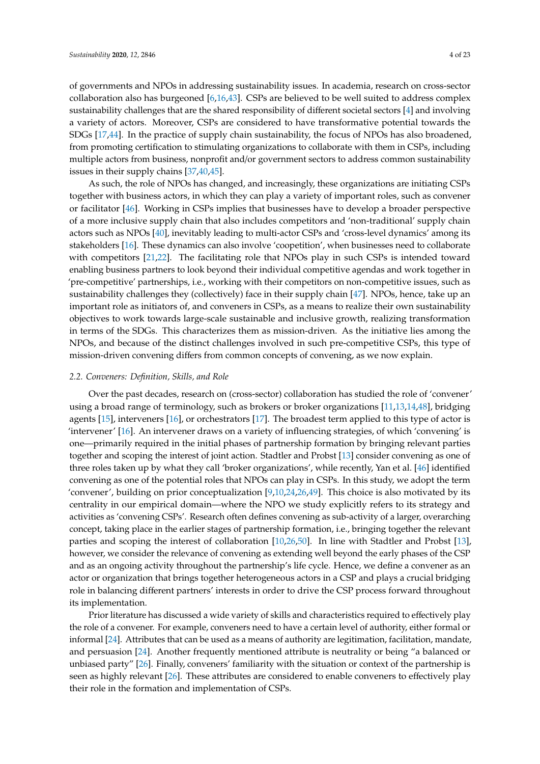of governments and NPOs in addressing sustainability issues. In academia, research on cross-sector collaboration also has burgeoned [6,16,43]. CSPs are believed to be well suited to address complex sustainability challenges that are the shared responsibility of different societal sectors [4] and involving a variety of actors. Moreover, CSPs are considered to have transformative potential towards the SDGs [17,44]. In the practice of supply chain sustainability, the focus of NPOs has also broadened, from promoting certification to stimulating organizations to collaborate with them in CSPs, including multiple actors from business, nonprofit and/or government sectors to address common sustainability issues in their supply chains [37,40,45].

As such, the role of NPOs has changed, and increasingly, these organizations are initiating CSPs together with business actors, in which they can play a variety of important roles, such as convener or facilitator [46]. Working in CSPs implies that businesses have to develop a broader perspective of a more inclusive supply chain that also includes competitors and 'non-traditional' supply chain actors such as NPOs [40], inevitably leading to multi-actor CSPs and 'cross-level dynamics' among its stakeholders [16]. These dynamics can also involve 'coopetition', when businesses need to collaborate with competitors [21,22]. The facilitating role that NPOs play in such CSPs is intended toward enabling business partners to look beyond their individual competitive agendas and work together in 'pre-competitive' partnerships, i.e., working with their competitors on non-competitive issues, such as sustainability challenges they (collectively) face in their supply chain [47]. NPOs, hence, take up an important role as initiators of, and conveners in CSPs, as a means to realize their own sustainability objectives to work towards large-scale sustainable and inclusive growth, realizing transformation in terms of the SDGs. This characterizes them as mission-driven. As the initiative lies among the NPOs, and because of the distinct challenges involved in such pre-competitive CSPs, this type of mission-driven convening differs from common concepts of convening, as we now explain.

### 2.2. Conveners: Definition, Skills, and Role

Over the past decades, research on (cross-sector) collaboration has studied the role of 'convener' using a broad range of terminology, such as brokers or broker organizations [11,13,14,48], bridging agents [15], interveners [16], or orchestrators [17]. The broadest term applied to this type of actor is 'intervener' [16]. An intervener draws on a variety of influencing strategies, of which 'convening' is one—primarily required in the initial phases of partnership formation by bringing relevant parties together and scoping the interest of joint action. Stadtler and Probst [13] consider convening as one of three roles taken up by what they call 'broker organizations', while recently, Yan et al. [46] identified convening as one of the potential roles that NPOs can play in CSPs. In this study, we adopt the term 'convener', building on prior conceptualization [9,10,24,26,49]. This choice is also motivated by its centrality in our empirical domain—where the NPO we study explicitly refers to its strategy and activities as 'convening CSPs'. Research often defines convening as sub-activity of a larger, overarching concept, taking place in the earlier stages of partnership formation, i.e., bringing together the relevant parties and scoping the interest of collaboration [10,26,50]. In line with Stadtler and Probst [13], however, we consider the relevance of convening as extending well beyond the early phases of the CSP and as an ongoing activity throughout the partnership's life cycle. Hence, we define a convener as an actor or organization that brings together heterogeneous actors in a CSP and plays a crucial bridging role in balancing different partners' interests in order to drive the CSP process forward throughout its implementation.

Prior literature has discussed a wide variety of skills and characteristics required to effectively play the role of a convener. For example, conveners need to have a certain level of authority, either formal or informal [24]. Attributes that can be used as a means of authority are legitimation, facilitation, mandate, and persuasion [24]. Another frequently mentioned attribute is neutrality or being "a balanced or unbiased party" [26]. Finally, conveners' familiarity with the situation or context of the partnership is seen as highly relevant [26]. These attributes are considered to enable conveners to effectively play their role in the formation and implementation of CSPs.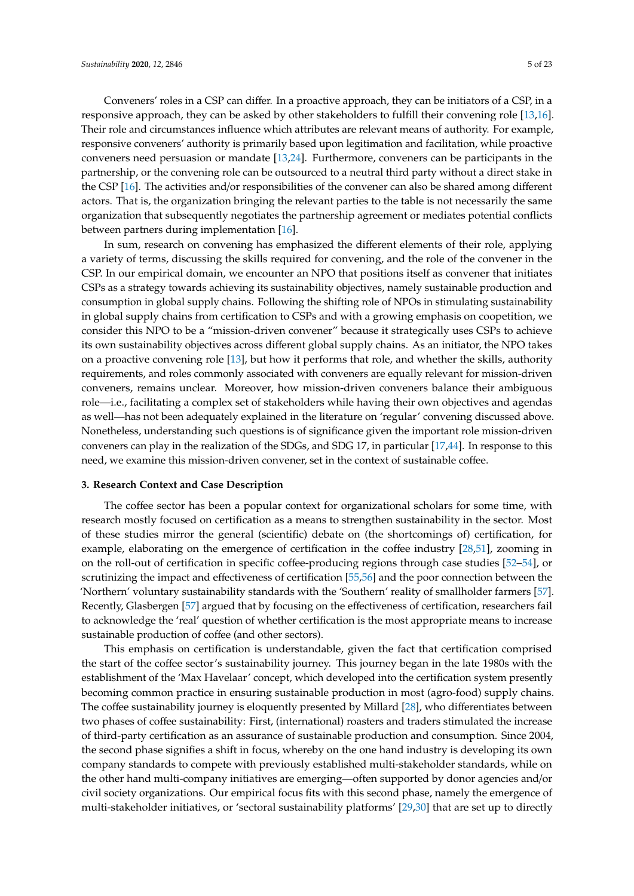Conveners' roles in a CSP can differ. In a proactive approach, they can be initiators of a CSP, in a responsive approach, they can be asked by other stakeholders to fulfill their convening role [13,16]. Their role and circumstances influence which attributes are relevant means of authority. For example, responsive conveners' authority is primarily based upon legitimation and facilitation, while proactive conveners need persuasion or mandate [13,24]. Furthermore, conveners can be participants in the partnership, or the convening role can be outsourced to a neutral third party without a direct stake in the CSP [16]. The activities and/or responsibilities of the convener can also be shared among different actors. That is, the organization bringing the relevant parties to the table is not necessarily the same organization that subsequently negotiates the partnership agreement or mediates potential conflicts between partners during implementation [16].

In sum, research on convening has emphasized the different elements of their role, applying a variety of terms, discussing the skills required for convening, and the role of the convener in the CSP. In our empirical domain, we encounter an NPO that positions itself as convener that initiates CSPs as a strategy towards achieving its sustainability objectives, namely sustainable production and consumption in global supply chains. Following the shifting role of NPOs in stimulating sustainability in global supply chains from certification to CSPs and with a growing emphasis on coopetition, we consider this NPO to be a "mission-driven convener" because it strategically uses CSPs to achieve its own sustainability objectives across different global supply chains. As an initiator, the NPO takes on a proactive convening role [13], but how it performs that role, and whether the skills, authority requirements, and roles commonly associated with conveners are equally relevant for mission-driven conveners, remains unclear. Moreover, how mission-driven conveners balance their ambiguous role—i.e., facilitating a complex set of stakeholders while having their own objectives and agendas as well—has not been adequately explained in the literature on 'regular' convening discussed above. Nonetheless, understanding such questions is of significance given the important role mission-driven conveners can play in the realization of the SDGs, and SDG 17, in particular [17,44]. In response to this need, we examine this mission-driven convener, set in the context of sustainable coffee.

## 3. Research Context and Case Description

The coffee sector has been a popular context for organizational scholars for some time, with research mostly focused on certification as a means to strengthen sustainability in the sector. Most of these studies mirror the general (scientific) debate on (the shortcomings of) certification, for example, elaborating on the emergence of certification in the coffee industry [28,51], zooming in on the roll-out of certification in specific coffee-producing regions through case studies [52–54], or scrutinizing the impact and effectiveness of certification [55,56] and the poor connection between the 'Northern' voluntary sustainability standards with the 'Southern' reality of smallholder farmers [57]. Recently, Glasbergen [57] argued that by focusing on the effectiveness of certification, researchers fail to acknowledge the 'real' question of whether certification is the most appropriate means to increase sustainable production of coffee (and other sectors).

This emphasis on certification is understandable, given the fact that certification comprised the start of the coffee sector's sustainability journey. This journey began in the late 1980s with the establishment of the 'Max Havelaar' concept, which developed into the certification system presently becoming common practice in ensuring sustainable production in most (agro-food) supply chains. The coffee sustainability journey is eloquently presented by Millard [28], who differentiates between two phases of coffee sustainability: First, (international) roasters and traders stimulated the increase of third-party certification as an assurance of sustainable production and consumption. Since 2004, the second phase signifies a shift in focus, whereby on the one hand industry is developing its own company standards to compete with previously established multi-stakeholder standards, while on the other hand multi-company initiatives are emerging—often supported by donor agencies and/or civil society organizations. Our empirical focus fits with this second phase, namely the emergence of multi-stakeholder initiatives, or 'sectoral sustainability platforms' [29,30] that are set up to directly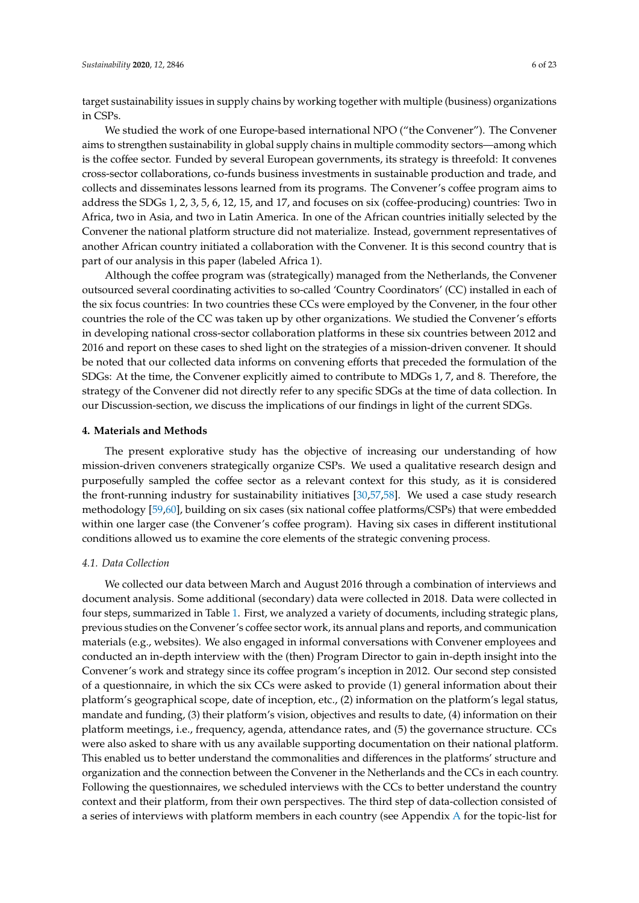target sustainability issues in supply chains by working together with multiple (business) organizations in CSPs.

We studied the work of one Europe-based international NPO ("the Convener"). The Convener aims to strengthen sustainability in global supply chains in multiple commodity sectors—among which is the coffee sector. Funded by several European governments, its strategy is threefold: It convenes cross-sector collaborations, co-funds business investments in sustainable production and trade, and collects and disseminates lessons learned from its programs. The Convener's coffee program aims to address the SDGs 1, 2, 3, 5, 6, 12, 15, and 17, and focuses on six (coffee-producing) countries: Two in Africa, two in Asia, and two in Latin America. In one of the African countries initially selected by the Convener the national platform structure did not materialize. Instead, government representatives of another African country initiated a collaboration with the Convener. It is this second country that is part of our analysis in this paper (labeled Africa 1).

Although the coffee program was (strategically) managed from the Netherlands, the Convener outsourced several coordinating activities to so-called 'Country Coordinators' (CC) installed in each of the six focus countries: In two countries these CCs were employed by the Convener, in the four other countries the role of the CC was taken up by other organizations. We studied the Convener's efforts in developing national cross-sector collaboration platforms in these six countries between 2012 and 2016 and report on these cases to shed light on the strategies of a mission-driven convener. It should be noted that our collected data informs on convening efforts that preceded the formulation of the SDGs: At the time, the Convener explicitly aimed to contribute to MDGs 1, 7, and 8. Therefore, the strategy of the Convener did not directly refer to any specific SDGs at the time of data collection. In our Discussion-section, we discuss the implications of our findings in light of the current SDGs.

## 4. Materials and Methods

The present explorative study has the objective of increasing our understanding of how mission-driven conveners strategically organize CSPs. We used a qualitative research design and purposefully sampled the coffee sector as a relevant context for this study, as it is considered the front-running industry for sustainability initiatives [30,57,58]. We used a case study research methodology [59,60], building on six cases (six national coffee platforms/CSPs) that were embedded within one larger case (the Convener's coffee program). Having six cases in different institutional conditions allowed us to examine the core elements of the strategic convening process.

### 4.1. Data Collection

We collected our data between March and August 2016 through a combination of interviews and document analysis. Some additional (secondary) data were collected in 2018. Data were collected in four steps, summarized in Table 1. First, we analyzed a variety of documents, including strategic plans, previous studies on the Convener's coffee sector work, its annual plans and reports, and communication materials (e.g., websites). We also engaged in informal conversations with Convener employees and conducted an in-depth interview with the (then) Program Director to gain in-depth insight into the Convener's work and strategy since its coffee program's inception in 2012. Our second step consisted of a questionnaire, in which the six CCs were asked to provide (1) general information about their platform's geographical scope, date of inception, etc., (2) information on the platform's legal status, mandate and funding, (3) their platform's vision, objectives and results to date, (4) information on their platform meetings, i.e., frequency, agenda, attendance rates, and (5) the governance structure. CCs were also asked to share with us any available supporting documentation on their national platform. This enabled us to better understand the commonalities and differences in the platforms' structure and organization and the connection between the Convener in the Netherlands and the CCs in each country. Following the questionnaires, we scheduled interviews with the CCs to better understand the country context and their platform, from their own perspectives. The third step of data-collection consisted of a series of interviews with platform members in each country (see Appendix A for the topic-list for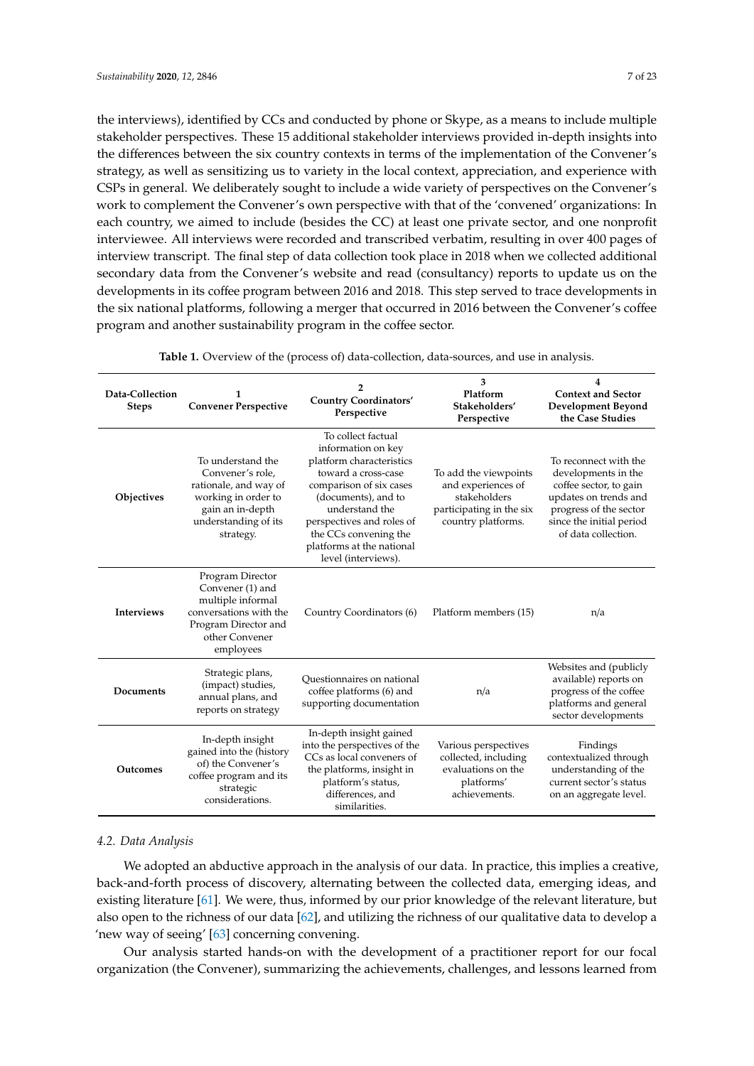the interviews), identified by CCs and conducted by phone or Skype, as a means to include multiple stakeholder perspectives. These 15 additional stakeholder interviews provided in-depth insights into the differences between the six country contexts in terms of the implementation of the Convener's strategy, as well as sensitizing us to variety in the local context, appreciation, and experience with CSPs in general. We deliberately sought to include a wide variety of perspectives on the Convener's work to complement the Convener's own perspective with that of the 'convened' organizations: In each country, we aimed to include (besides the CC) at least one private sector, and one nonprofit interviewee. All interviews were recorded and transcribed verbatim, resulting in over 400 pages of interview transcript. The final step of data collection took place in 2018 when we collected additional secondary data from the Convener's website and read (consultancy) reports to update us on the developments in its coffee program between 2016 and 2018. This step served to trace developments in the six national platforms, following a merger that occurred in 2016 between the Convener's coffee program and another sustainability program in the coffee sector.

**Table 1.** Overview of the (process of) data-collection, data-sources, and use in analysis.

| Data-Collection Steps | 1 Convener Perspective | 2 Country Coordinators' Perspective | 3 Platform Stakeholders' Perspective | 4 Context and Sector Development Beyond the Case Studies |
|---|---|---|---|---|
| **Objectives** | To understand the Convener's role, rationale, and way of working in order to gain an in-depth understanding of its strategy. | To collect factual information on key platform characteristics toward a cross-case comparison of six cases (documents), and to understand the perspectives and roles of the CCs convening the platforms at the national level (interviews). | To add the viewpoints and experiences of stakeholders participating in the six country platforms. | To reconnect with the developments in the coffee sector, to gain updates on trends and progress of the sector since the initial period of data collection. |
| **Interviews** | Program Director Convener (1) and multiple informal conversations with the Program Director and other Convener employees | Country Coordinators (6) | Platform members (15) | n/a |
| **Documents** | Strategic plans, (impact) studies, annual plans, and reports on strategy | Questionnaires on national coffee platforms (6) and supporting documentation | n/a | Websites and (publicly available) reports on progress of the coffee platforms and general sector developments |
| **Outcomes** | In-depth insight gained into the (history of) the Convener's coffee program and its strategic considerations. | In-depth insight gained into the perspectives of the CCs as local conveners of the platforms, insight in platform's status, differences, and similarities. | Various perspectives collected, including evaluations on the platforms' achievements. | Findings contextualized through understanding of the current sector's status on an aggregate level. |

### 4.2. Data Analysis

We adopted an abductive approach in the analysis of our data. In practice, this implies a creative, back-and-forth process of discovery, alternating between the collected data, emerging ideas, and existing literature [61]. We were, thus, informed by our prior knowledge of the relevant literature, but also open to the richness of our data [62], and utilizing the richness of our qualitative data to develop a 'new way of seeing' [63] concerning convening.

Our analysis started hands-on with the development of a practitioner report for our focal organization (the Convener), summarizing the achievements, challenges, and lessons learned from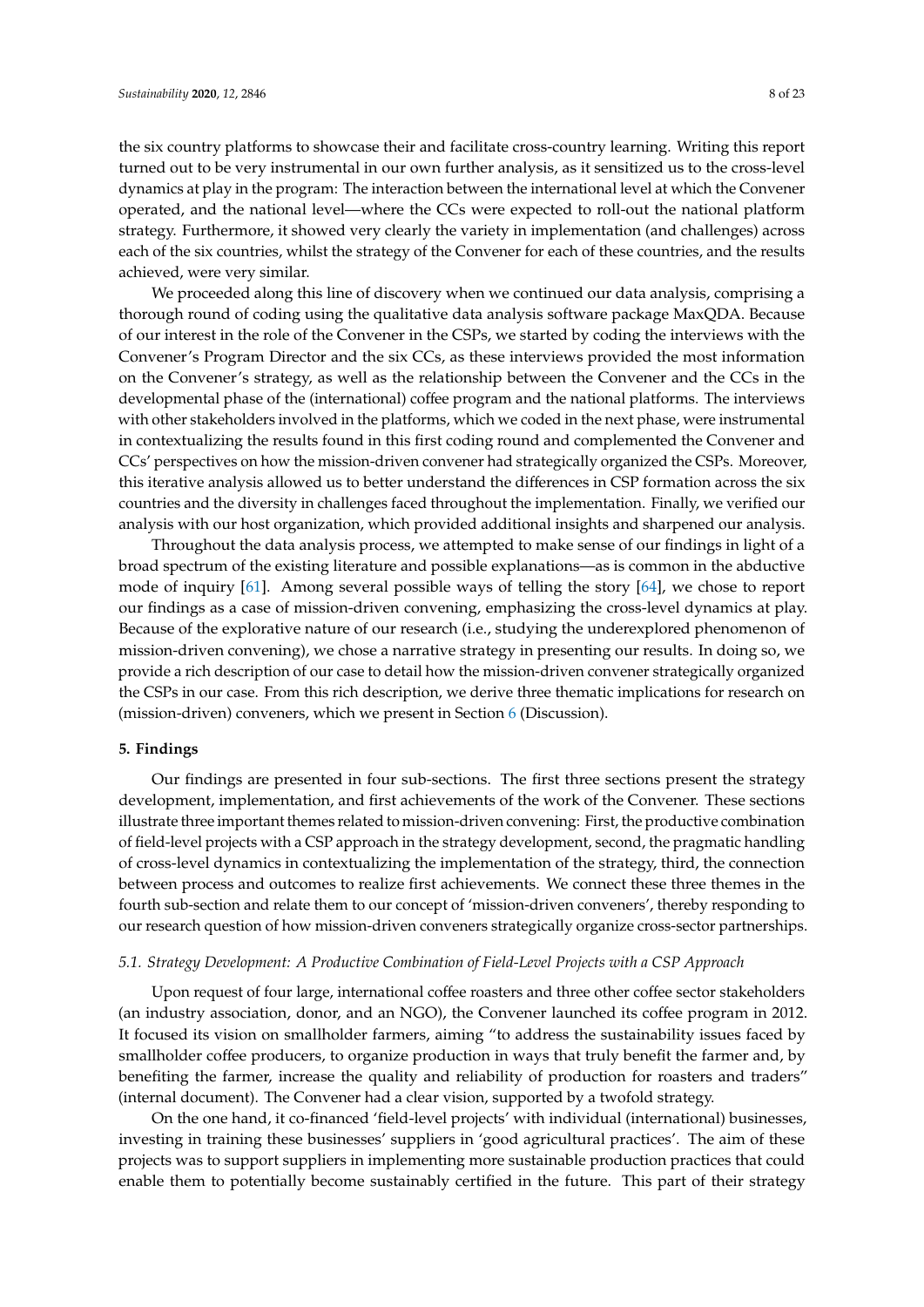the six country platforms to showcase their and facilitate cross-country learning. Writing this report turned out to be very instrumental in our own further analysis, as it sensitized us to the cross-level dynamics at play in the program: The interaction between the international level at which the Convener operated, and the national level—where the CCs were expected to roll-out the national platform strategy. Furthermore, it showed very clearly the variety in implementation (and challenges) across each of the six countries, whilst the strategy of the Convener for each of these countries, and the results achieved, were very similar.

We proceeded along this line of discovery when we continued our data analysis, comprising a thorough round of coding using the qualitative data analysis software package MaxQDA. Because of our interest in the role of the Convener in the CSPs, we started by coding the interviews with the Convener's Program Director and the six CCs, as these interviews provided the most information on the Convener's strategy, as well as the relationship between the Convener and the CCs in the developmental phase of the (international) coffee program and the national platforms. The interviews with other stakeholders involved in the platforms, which we coded in the next phase, were instrumental in contextualizing the results found in this first coding round and complemented the Convener and CCs' perspectives on how the mission-driven convener had strategically organized the CSPs. Moreover, this iterative analysis allowed us to better understand the differences in CSP formation across the six countries and the diversity in challenges faced throughout the implementation. Finally, we verified our analysis with our host organization, which provided additional insights and sharpened our analysis.

Throughout the data analysis process, we attempted to make sense of our findings in light of a broad spectrum of the existing literature and possible explanations—as is common in the abductive mode of inquiry [61]. Among several possible ways of telling the story [64], we chose to report our findings as a case of mission-driven convening, emphasizing the cross-level dynamics at play. Because of the explorative nature of our research (i.e., studying the underexplored phenomenon of mission-driven convening), we chose a narrative strategy in presenting our results. In doing so, we provide a rich description of our case to detail how the mission-driven convener strategically organized the CSPs in our case. From this rich description, we derive three thematic implications for research on (mission-driven) conveners, which we present in Section 6 (Discussion).

## 5. Findings

Our findings are presented in four sub-sections. The first three sections present the strategy development, implementation, and first achievements of the work of the Convener. These sections illustrate three important themes related to mission-driven convening: First, the productive combination of field-level projects with a CSP approach in the strategy development, second, the pragmatic handling of cross-level dynamics in contextualizing the implementation of the strategy, third, the connection between process and outcomes to realize first achievements. We connect these three themes in the fourth sub-section and relate them to our concept of 'mission-driven conveners', thereby responding to our research question of how mission-driven conveners strategically organize cross-sector partnerships.

### *5.1. Strategy Development: A Productive Combination of Field-Level Projects with a CSP Approach*

Upon request of four large, international coffee roasters and three other coffee sector stakeholders (an industry association, donor, and an NGO), the Convener launched its coffee program in 2012. It focused its vision on smallholder farmers, aiming "to address the sustainability issues faced by smallholder coffee producers, to organize production in ways that truly benefit the farmer and, by benefiting the farmer, increase the quality and reliability of production for roasters and traders" (internal document). The Convener had a clear vision, supported by a twofold strategy.

On the one hand, it co-financed 'field-level projects' with individual (international) businesses, investing in training these businesses' suppliers in 'good agricultural practices'. The aim of these projects was to support suppliers in implementing more sustainable production practices that could enable them to potentially become sustainably certified in the future. This part of their strategy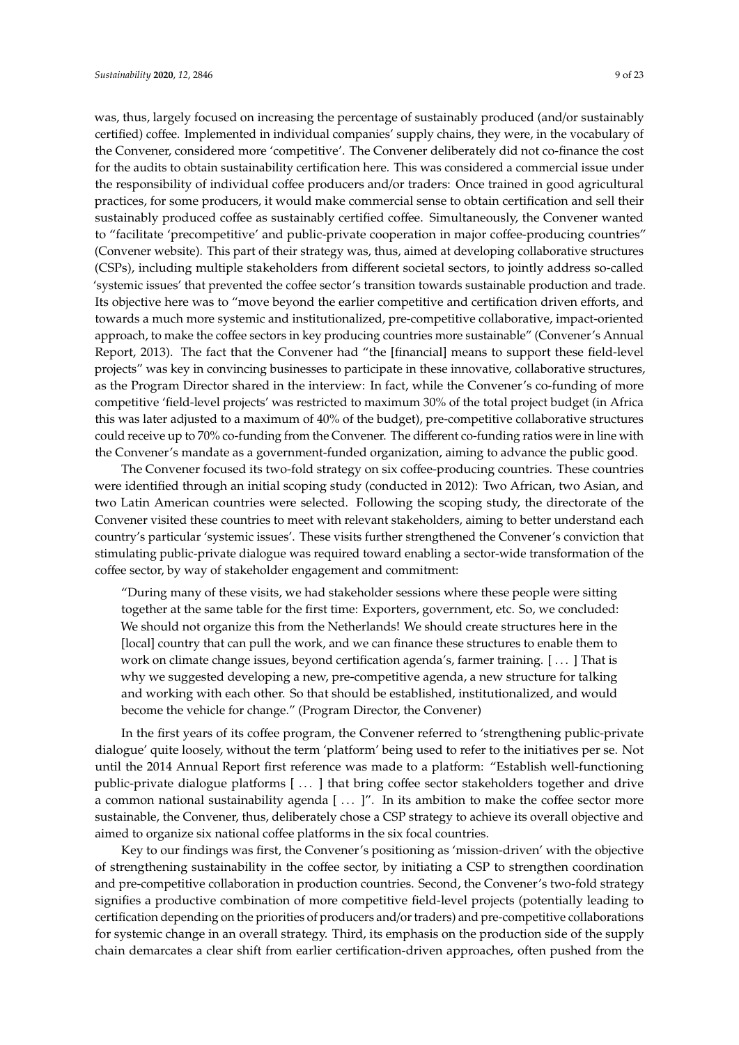was, thus, largely focused on increasing the percentage of sustainably produced (and/or sustainably certified) coffee. Implemented in individual companies' supply chains, they were, in the vocabulary of the Convener, considered more 'competitive'. The Convener deliberately did not co-finance the cost for the audits to obtain sustainability certification here. This was considered a commercial issue under the responsibility of individual coffee producers and/or traders: Once trained in good agricultural practices, for some producers, it would make commercial sense to obtain certification and sell their sustainably produced coffee as sustainably certified coffee. Simultaneously, the Convener wanted to "facilitate 'precompetitive' and public-private cooperation in major coffee-producing countries" (Convener website). This part of their strategy was, thus, aimed at developing collaborative structures (CSPs), including multiple stakeholders from different societal sectors, to jointly address so-called 'systemic issues' that prevented the coffee sector's transition towards sustainable production and trade. Its objective here was to "move beyond the earlier competitive and certification driven efforts, and towards a much more systemic and institutionalized, pre-competitive collaborative, impact-oriented approach, to make the coffee sectors in key producing countries more sustainable" (Convener's Annual Report, 2013). The fact that the Convener had "the [financial] means to support these field-level projects" was key in convincing businesses to participate in these innovative, collaborative structures, as the Program Director shared in the interview: In fact, while the Convener's co-funding of more competitive 'field-level projects' was restricted to maximum 30% of the total project budget (in Africa this was later adjusted to a maximum of 40% of the budget), pre-competitive collaborative structures could receive up to 70% co-funding from the Convener. The different co-funding ratios were in line with the Convener's mandate as a government-funded organization, aiming to advance the public good.

The Convener focused its two-fold strategy on six coffee-producing countries. These countries were identified through an initial scoping study (conducted in 2012): Two African, two Asian, and two Latin American countries were selected. Following the scoping study, the directorate of the Convener visited these countries to meet with relevant stakeholders, aiming to better understand each country's particular 'systemic issues'. These visits further strengthened the Convener's conviction that stimulating public-private dialogue was required toward enabling a sector-wide transformation of the coffee sector, by way of stakeholder engagement and commitment:

> "During many of these visits, we had stakeholder sessions where these people were sitting together at the same table for the first time: Exporters, government, etc. So, we concluded: We should not organize this from the Netherlands! We should create structures here in the [local] country that can pull the work, and we can finance these structures to enable them to work on climate change issues, beyond certification agenda's, farmer training. [ ... ] That is why we suggested developing a new, pre-competitive agenda, a new structure for talking and working with each other. So that should be established, institutionalized, and would become the vehicle for change." (Program Director, the Convener)

In the first years of its coffee program, the Convener referred to 'strengthening public-private dialogue' quite loosely, without the term 'platform' being used to refer to the initiatives per se. Not until the 2014 Annual Report first reference was made to a platform: "Establish well-functioning public-private dialogue platforms [ ... ] that bring coffee sector stakeholders together and drive a common national sustainability agenda [ ... ]". In its ambition to make the coffee sector more sustainable, the Convener, thus, deliberately chose a CSP strategy to achieve its overall objective and aimed to organize six national coffee platforms in the six focal countries.

Key to our findings was first, the Convener's positioning as 'mission-driven' with the objective of strengthening sustainability in the coffee sector, by initiating a CSP to strengthen coordination and pre-competitive collaboration in production countries. Second, the Convener's two-fold strategy signifies a productive combination of more competitive field-level projects (potentially leading to certification depending on the priorities of producers and/or traders) and pre-competitive collaborations for systemic change in an overall strategy. Third, its emphasis on the production side of the supply chain demarcates a clear shift from earlier certification-driven approaches, often pushed from the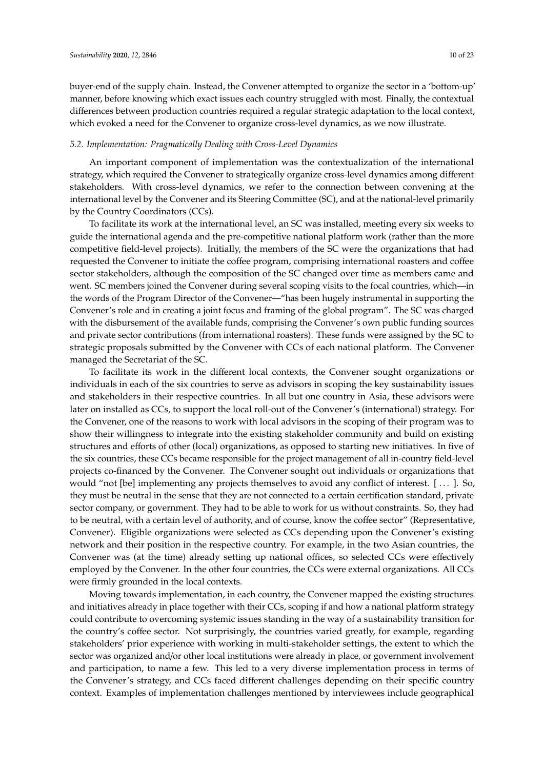buyer-end of the supply chain. Instead, the Convener attempted to organize the sector in a 'bottom-up' manner, before knowing which exact issues each country struggled with most. Finally, the contextual differences between production countries required a regular strategic adaptation to the local context, which evoked a need for the Convener to organize cross-level dynamics, as we now illustrate.

### *5.2. Implementation: Pragmatically Dealing with Cross-Level Dynamics*

An important component of implementation was the contextualization of the international strategy, which required the Convener to strategically organize cross-level dynamics among different stakeholders. With cross-level dynamics, we refer to the connection between convening at the international level by the Convener and its Steering Committee (SC), and at the national-level primarily by the Country Coordinators (CCs).

To facilitate its work at the international level, an SC was installed, meeting every six weeks to guide the international agenda and the pre-competitive national platform work (rather than the more competitive field-level projects). Initially, the members of the SC were the organizations that had requested the Convener to initiate the coffee program, comprising international roasters and coffee sector stakeholders, although the composition of the SC changed over time as members came and went. SC members joined the Convener during several scoping visits to the focal countries, which—in the words of the Program Director of the Convener—"has been hugely instrumental in supporting the Convener's role and in creating a joint focus and framing of the global program". The SC was charged with the disbursement of the available funds, comprising the Convener's own public funding sources and private sector contributions (from international roasters). These funds were assigned by the SC to strategic proposals submitted by the Convener with CCs of each national platform. The Convener managed the Secretariat of the SC.

To facilitate its work in the different local contexts, the Convener sought organizations or individuals in each of the six countries to serve as advisors in scoping the key sustainability issues and stakeholders in their respective countries. In all but one country in Asia, these advisors were later on installed as CCs, to support the local roll-out of the Convener's (international) strategy. For the Convener, one of the reasons to work with local advisors in the scoping of their program was to show their willingness to integrate into the existing stakeholder community and build on existing structures and efforts of other (local) organizations, as opposed to starting new initiatives. In five of the six countries, these CCs became responsible for the project management of all in-country field-level projects co-financed by the Convener. The Convener sought out individuals or organizations that would "not [be] implementing any projects themselves to avoid any conflict of interest. [ . . . ]. So, they must be neutral in the sense that they are not connected to a certain certification standard, private sector company, or government. They had to be able to work for us without constraints. So, they had to be neutral, with a certain level of authority, and of course, know the coffee sector" (Representative, Convener). Eligible organizations were selected as CCs depending upon the Convener's existing network and their position in the respective country. For example, in the two Asian countries, the Convener was (at the time) already setting up national offices, so selected CCs were effectively employed by the Convener. In the other four countries, the CCs were external organizations. All CCs were firmly grounded in the local contexts.

Moving towards implementation, in each country, the Convener mapped the existing structures and initiatives already in place together with their CCs, scoping if and how a national platform strategy could contribute to overcoming systemic issues standing in the way of a sustainability transition for the country's coffee sector. Not surprisingly, the countries varied greatly, for example, regarding stakeholders' prior experience with working in multi-stakeholder settings, the extent to which the sector was organized and/or other local institutions were already in place, or government involvement and participation, to name a few. This led to a very diverse implementation process in terms of the Convener's strategy, and CCs faced different challenges depending on their specific country context. Examples of implementation challenges mentioned by interviewees include geographical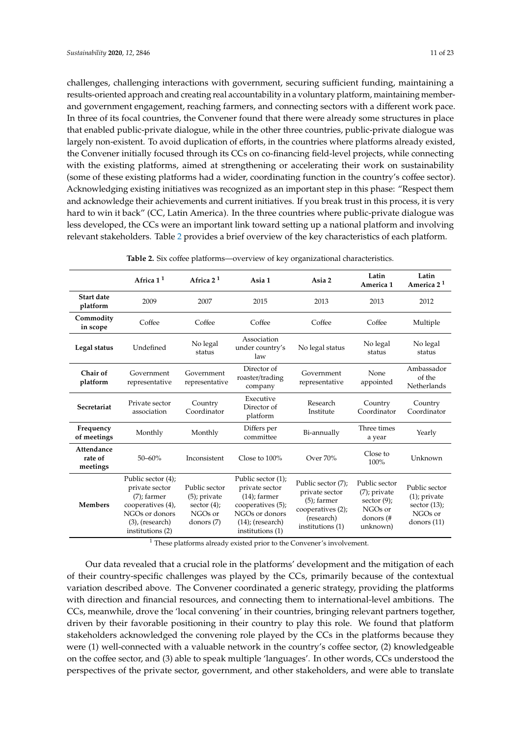challenges, challenging interactions with government, securing sufficient funding, maintaining a results-oriented approach and creating real accountability in a voluntary platform, maintaining member- and government engagement, reaching farmers, and connecting sectors with a different work pace. In three of its focal countries, the Convener found that there were already some structures in place that enabled public-private dialogue, while in the other three countries, public-private dialogue was largely non-existent. To avoid duplication of efforts, in the countries where platforms already existed, the Convener initially focused through its CCs on co-financing field-level projects, while connecting with the existing platforms, aimed at strengthening or accelerating their work on sustainability (some of these existing platforms had a wider, coordinating function in the country's coffee sector). Acknowledging existing initiatives was recognized as an important step in this phase: "Respect them and acknowledge their achievements and current initiatives. If you break trust in this process, it is very hard to win it back" (CC, Latin America). In the three countries where public-private dialogue was less developed, the CCs were an important link toward setting up a national platform and involving relevant stakeholders. Table 2 provides a brief overview of the key characteristics of each platform.

**Table 2.** Six coffee platforms—overview of key organizational characteristics.

| | Africa 1 [1] | Africa 2 [1] | Asia 1 | Asia 2 | Latin America 1 | Latin America 2 [1] |
|---|---|---|---|---|---|---|
| **Start date platform** | 2009 | 2007 | 2015 | 2013 | 2013 | 2012 |
| **Commodity in scope** | Coffee | Coffee | Coffee | Coffee | Coffee | Multiple |
| **Legal status** | Undefined | No legal status | Association under country's law | No legal status | No legal status | No legal status |
| **Chair of platform** | Government representative | Government representative | Director of roaster/trading company | Government representative | None appointed | Ambassador of the Netherlands |
| **Secretariat** | Private sector association | Country Coordinator | Executive Director of platform | Research Institute | Country Coordinator | Country Coordinator |
| **Frequency of meetings** | Monthly | Monthly | Differs per committee | Bi-annually | Three times a year | Yearly |
| **Attendance rate of meetings** | 50–60% | Inconsistent | Close to 100% | Over 70% | Close to 100% | Unknown |
| **Members** | Public sector (4); private sector (7); farmer cooperatives (4), NGOs or donors (3), (research) institutions (2) | Public sector (5); private sector (4); NGOs or donors (7) | Public sector (1); private sector (14); farmer cooperatives (5); NGOs or donors (14); (research) institutions (1) | Public sector (7); private sector (5); farmer cooperatives (2); (research) institutions (1) | Public sector (7); private sector (9); NGOs or donors (# unknown) | Public sector (1); private sector (13); NGOs or donors (11) |

[1] These platforms already existed prior to the Convener's involvement.

Our data revealed that a crucial role in the platforms' development and the mitigation of each of their country-specific challenges was played by the CCs, primarily because of the contextual variation described above. The Convener coordinated a generic strategy, providing the platforms with direction and financial resources, and connecting them to international-level ambitions. The CCs, meanwhile, drove the 'local convening' in their countries, bringing relevant partners together, driven by their favorable positioning in their country to play this role. We found that platform stakeholders acknowledged the convening role played by the CCs in the platforms because they were (1) well-connected with a valuable network in the country's coffee sector, (2) knowledgeable on the coffee sector, and (3) able to speak multiple 'languages'. In other words, CCs understood the perspectives of the private sector, government, and other stakeholders, and were able to translate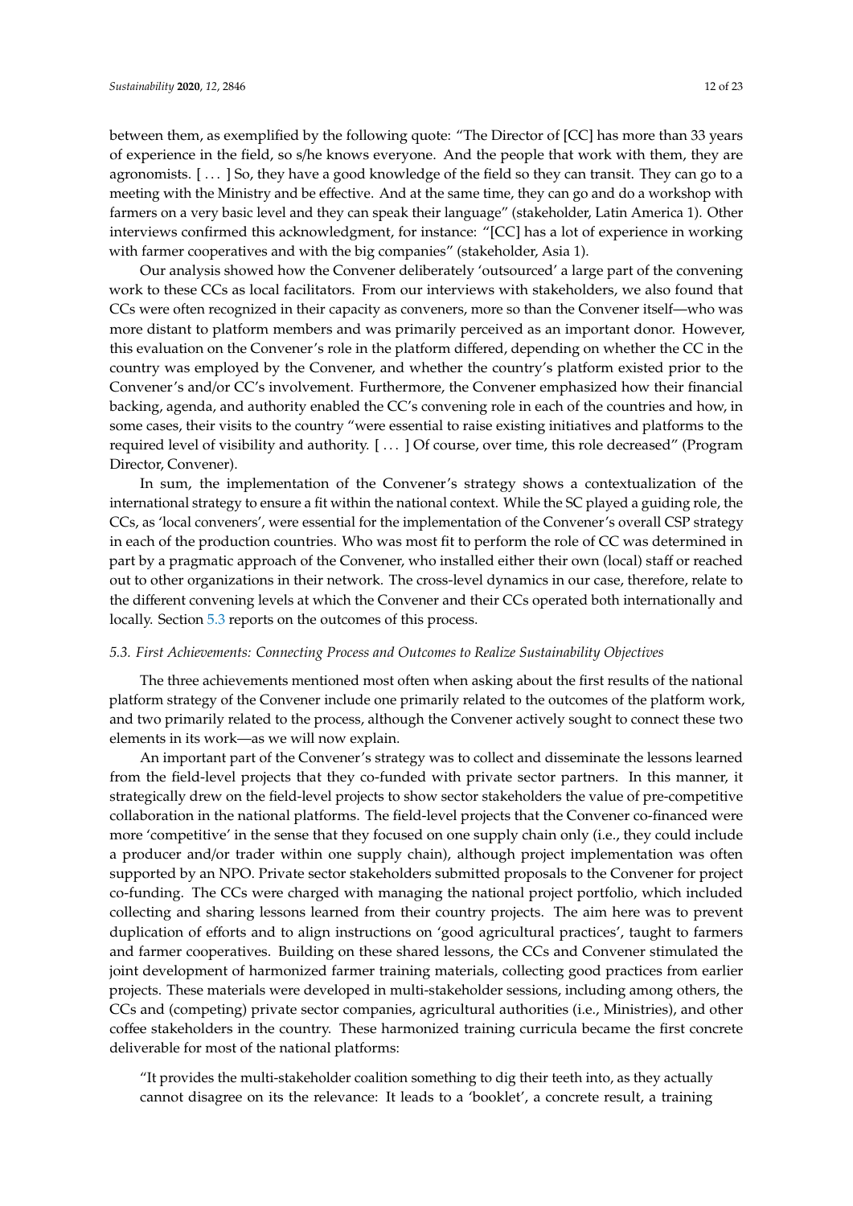between them, as exemplified by the following quote: "The Director of [CC] has more than 33 years of experience in the field, so s/he knows everyone. And the people that work with them, they are agronomists. [ . . . ] So, they have a good knowledge of the field so they can transit. They can go to a meeting with the Ministry and be effective. And at the same time, they can go and do a workshop with farmers on a very basic level and they can speak their language" (stakeholder, Latin America 1). Other interviews confirmed this acknowledgment, for instance: "[CC] has a lot of experience in working with farmer cooperatives and with the big companies" (stakeholder, Asia 1).

Our analysis showed how the Convener deliberately 'outsourced' a large part of the convening work to these CCs as local facilitators. From our interviews with stakeholders, we also found that CCs were often recognized in their capacity as conveners, more so than the Convener itself—who was more distant to platform members and was primarily perceived as an important donor. However, this evaluation on the Convener's role in the platform differed, depending on whether the CC in the country was employed by the Convener, and whether the country's platform existed prior to the Convener's and/or CC's involvement. Furthermore, the Convener emphasized how their financial backing, agenda, and authority enabled the CC's convening role in each of the countries and how, in some cases, their visits to the country "were essential to raise existing initiatives and platforms to the required level of visibility and authority. [ . . . ] Of course, over time, this role decreased" (Program Director, Convener).

In sum, the implementation of the Convener's strategy shows a contextualization of the international strategy to ensure a fit within the national context. While the SC played a guiding role, the CCs, as 'local conveners', were essential for the implementation of the Convener's overall CSP strategy in each of the production countries. Who was most fit to perform the role of CC was determined in part by a pragmatic approach of the Convener, who installed either their own (local) staff or reached out to other organizations in their network. The cross-level dynamics in our case, therefore, relate to the different convening levels at which the Convener and their CCs operated both internationally and locally. Section 5.3 reports on the outcomes of this process.

### *5.3. First Achievements: Connecting Process and Outcomes to Realize Sustainability Objectives*

The three achievements mentioned most often when asking about the first results of the national platform strategy of the Convener include one primarily related to the outcomes of the platform work, and two primarily related to the process, although the Convener actively sought to connect these two elements in its work—as we will now explain.

An important part of the Convener's strategy was to collect and disseminate the lessons learned from the field-level projects that they co-funded with private sector partners. In this manner, it strategically drew on the field-level projects to show sector stakeholders the value of pre-competitive collaboration in the national platforms. The field-level projects that the Convener co-financed were more 'competitive' in the sense that they focused on one supply chain only (i.e., they could include a producer and/or trader within one supply chain), although project implementation was often supported by an NPO. Private sector stakeholders submitted proposals to the Convener for project co-funding. The CCs were charged with managing the national project portfolio, which included collecting and sharing lessons learned from their country projects. The aim here was to prevent duplication of efforts and to align instructions on 'good agricultural practices', taught to farmers and farmer cooperatives. Building on these shared lessons, the CCs and Convener stimulated the joint development of harmonized farmer training materials, collecting good practices from earlier projects. These materials were developed in multi-stakeholder sessions, including among others, the CCs and (competing) private sector companies, agricultural authorities (i.e., Ministries), and other coffee stakeholders in the country. These harmonized training curricula became the first concrete deliverable for most of the national platforms:

> "It provides the multi-stakeholder coalition something to dig their teeth into, as they actually cannot disagree on its the relevance: It leads to a 'booklet', a concrete result, a training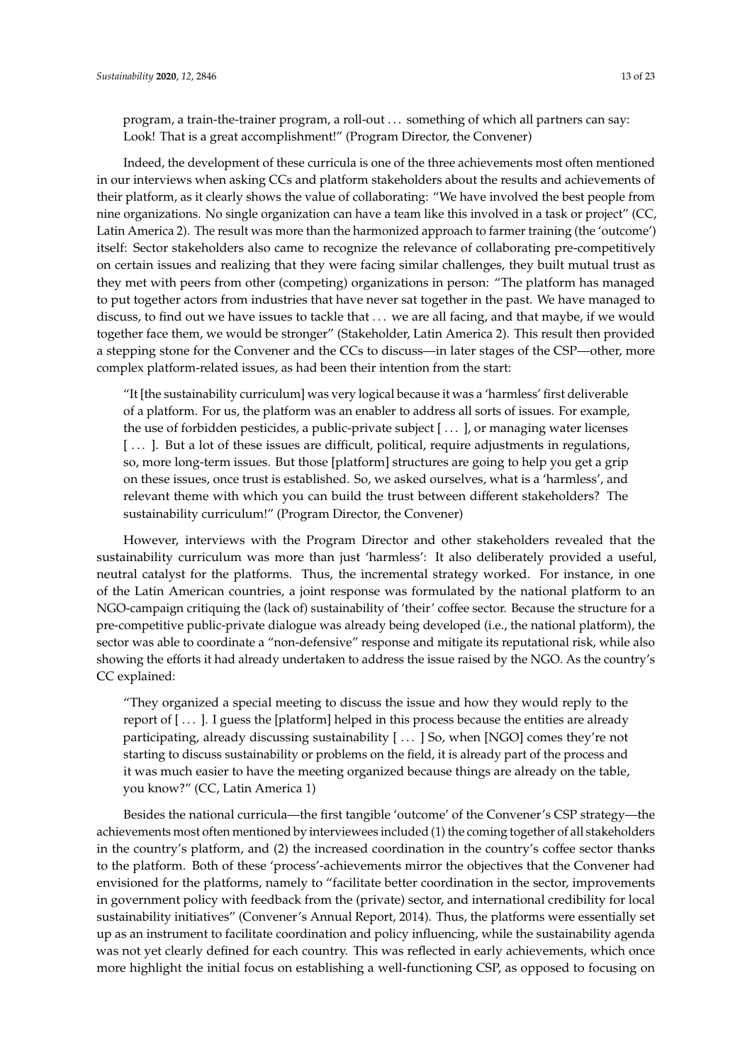program, a train-the-trainer program, a roll-out . . . something of which all partners can say: Look! That is a great accomplishment!" (Program Director, the Convener)

Indeed, the development of these curricula is one of the three achievements most often mentioned in our interviews when asking CCs and platform stakeholders about the results and achievements of their platform, as it clearly shows the value of collaborating: "We have involved the best people from nine organizations. No single organization can have a team like this involved in a task or project" (CC, Latin America 2). The result was more than the harmonized approach to farmer training (the 'outcome') itself: Sector stakeholders also came to recognize the relevance of collaborating pre-competitively on certain issues and realizing that they were facing similar challenges, they built mutual trust as they met with peers from other (competing) organizations in person: "The platform has managed to put together actors from industries that have never sat together in the past. We have managed to discuss, to find out we have issues to tackle that . . . we are all facing, and that maybe, if we would together face them, we would be stronger" (Stakeholder, Latin America 2). This result then provided a stepping stone for the Convener and the CCs to discuss—in later stages of the CSP—other, more complex platform-related issues, as had been their intention from the start:

> "It [the sustainability curriculum] was very logical because it was a 'harmless' first deliverable of a platform. For us, the platform was an enabler to address all sorts of issues. For example, the use of forbidden pesticides, a public-private subject [ . . . ], or managing water licenses [ . . . ]. But a lot of these issues are difficult, political, require adjustments in regulations, so, more long-term issues. But those [platform] structures are going to help you get a grip on these issues, once trust is established. So, we asked ourselves, what is a 'harmless', and relevant theme with which you can build the trust between different stakeholders? The sustainability curriculum!" (Program Director, the Convener)

However, interviews with the Program Director and other stakeholders revealed that the sustainability curriculum was more than just 'harmless': It also deliberately provided a useful, neutral catalyst for the platforms. Thus, the incremental strategy worked. For instance, in one of the Latin American countries, a joint response was formulated by the national platform to an NGO-campaign critiquing the (lack of) sustainability of 'their' coffee sector. Because the structure for a pre-competitive public-private dialogue was already being developed (i.e., the national platform), the sector was able to coordinate a "non-defensive" response and mitigate its reputational risk, while also showing the efforts it had already undertaken to address the issue raised by the NGO. As the country's CC explained:

> "They organized a special meeting to discuss the issue and how they would reply to the report of [ . . . ]. I guess the [platform] helped in this process because the entities are already participating, already discussing sustainability [ . . . ] So, when [NGO] comes they're not starting to discuss sustainability or problems on the field, it is already part of the process and it was much easier to have the meeting organized because things are already on the table, you know?" (CC, Latin America 1)

Besides the national curricula—the first tangible 'outcome' of the Convener's CSP strategy—the achievements most often mentioned by interviewees included (1) the coming together of all stakeholders in the country's platform, and (2) the increased coordination in the country's coffee sector thanks to the platform. Both of these 'process'-achievements mirror the objectives that the Convener had envisioned for the platforms, namely to "facilitate better coordination in the sector, improvements in government policy with feedback from the (private) sector, and international credibility for local sustainability initiatives" (Convener's Annual Report, 2014). Thus, the platforms were essentially set up as an instrument to facilitate coordination and policy influencing, while the sustainability agenda was not yet clearly defined for each country. This was reflected in early achievements, which once more highlight the initial focus on establishing a well-functioning CSP, as opposed to focusing on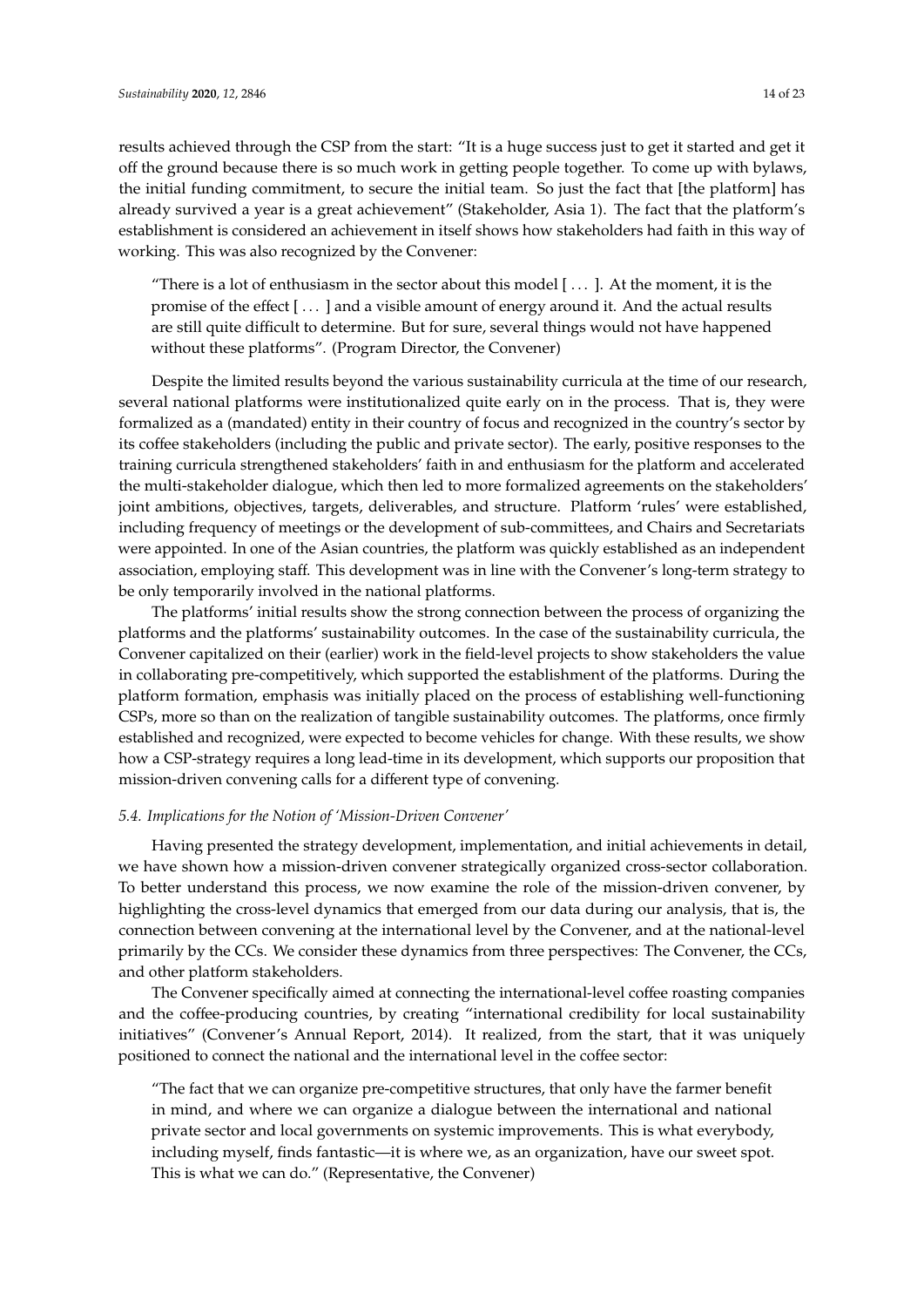results achieved through the CSP from the start: "It is a huge success just to get it started and get it off the ground because there is so much work in getting people together. To come up with bylaws, the initial funding commitment, to secure the initial team. So just the fact that [the platform] has already survived a year is a great achievement" (Stakeholder, Asia 1). The fact that the platform's establishment is considered an achievement in itself shows how stakeholders had faith in this way of working. This was also recognized by the Convener:

> "There is a lot of enthusiasm in the sector about this model [ . . . ]. At the moment, it is the promise of the effect [ . . . ] and a visible amount of energy around it. And the actual results are still quite difficult to determine. But for sure, several things would not have happened without these platforms". (Program Director, the Convener)

Despite the limited results beyond the various sustainability curricula at the time of our research, several national platforms were institutionalized quite early on in the process. That is, they were formalized as a (mandated) entity in their country of focus and recognized in the country's sector by its coffee stakeholders (including the public and private sector). The early, positive responses to the training curricula strengthened stakeholders' faith in and enthusiasm for the platform and accelerated the multi-stakeholder dialogue, which then led to more formalized agreements on the stakeholders' joint ambitions, objectives, targets, deliverables, and structure. Platform 'rules' were established, including frequency of meetings or the development of sub-committees, and Chairs and Secretariats were appointed. In one of the Asian countries, the platform was quickly established as an independent association, employing staff. This development was in line with the Convener's long-term strategy to be only temporarily involved in the national platforms.

The platforms' initial results show the strong connection between the process of organizing the platforms and the platforms' sustainability outcomes. In the case of the sustainability curricula, the Convener capitalized on their (earlier) work in the field-level projects to show stakeholders the value in collaborating pre-competitively, which supported the establishment of the platforms. During the platform formation, emphasis was initially placed on the process of establishing well-functioning CSPs, more so than on the realization of tangible sustainability outcomes. The platforms, once firmly established and recognized, were expected to become vehicles for change. With these results, we show how a CSP-strategy requires a long lead-time in its development, which supports our proposition that mission-driven convening calls for a different type of convening.

### *5.4. Implications for the Notion of 'Mission-Driven Convener'*

Having presented the strategy development, implementation, and initial achievements in detail, we have shown how a mission-driven convener strategically organized cross-sector collaboration. To better understand this process, we now examine the role of the mission-driven convener, by highlighting the cross-level dynamics that emerged from our data during our analysis, that is, the connection between convening at the international level by the Convener, and at the national-level primarily by the CCs. We consider these dynamics from three perspectives: The Convener, the CCs, and other platform stakeholders.

The Convener specifically aimed at connecting the international-level coffee roasting companies and the coffee-producing countries, by creating "international credibility for local sustainability initiatives" (Convener's Annual Report, 2014). It realized, from the start, that it was uniquely positioned to connect the national and the international level in the coffee sector:

> "The fact that we can organize pre-competitive structures, that only have the farmer benefit in mind, and where we can organize a dialogue between the international and national private sector and local governments on systemic improvements. This is what everybody, including myself, finds fantastic—it is where we, as an organization, have our sweet spot. This is what we can do." (Representative, the Convener)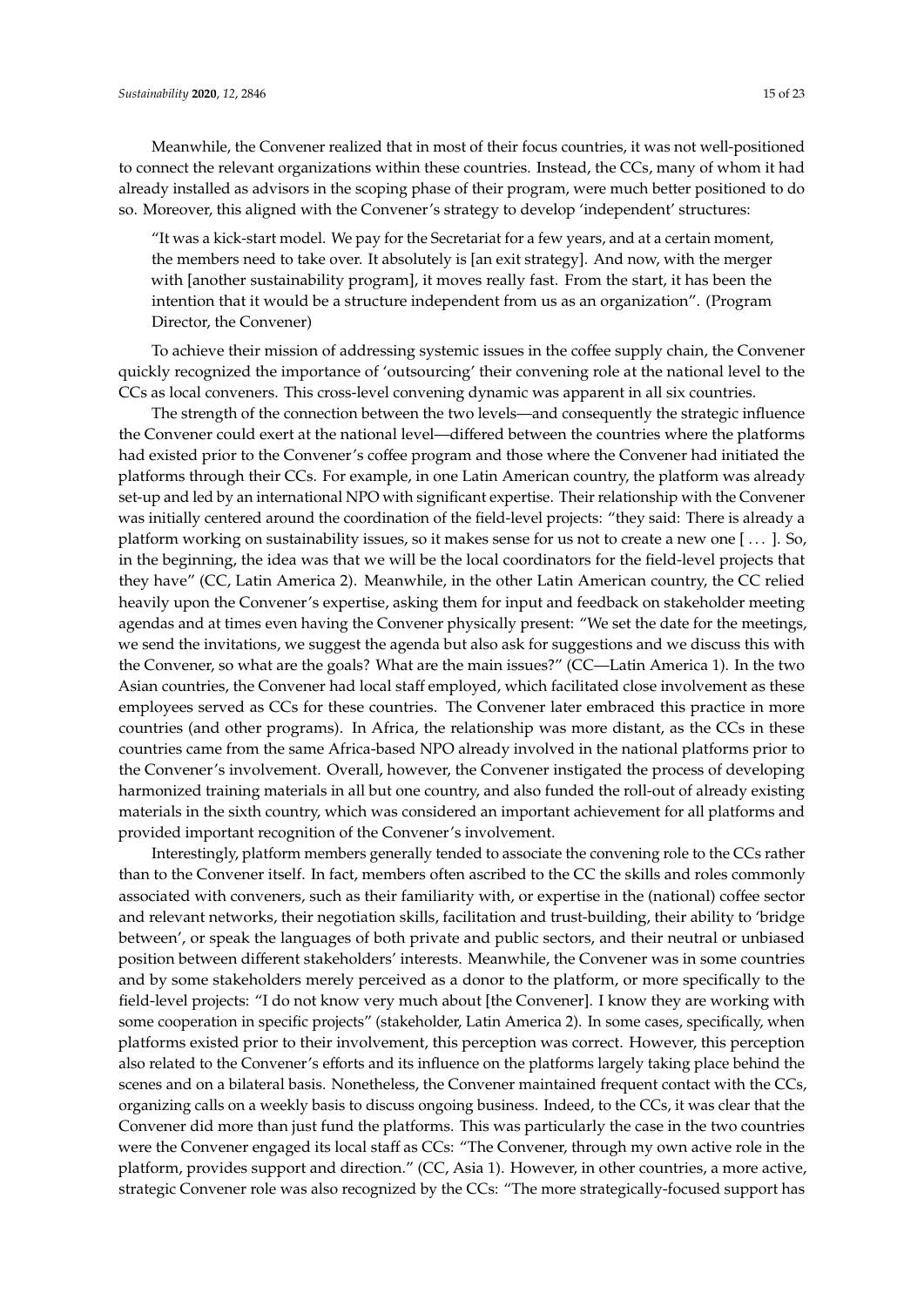Meanwhile, the Convener realized that in most of their focus countries, it was not well-positioned to connect the relevant organizations within these countries. Instead, the CCs, many of whom it had already installed as advisors in the scoping phase of their program, were much better positioned to do so. Moreover, this aligned with the Convener's strategy to develop 'independent' structures:

> "It was a kick-start model. We pay for the Secretariat for a few years, and at a certain moment, the members need to take over. It absolutely is [an exit strategy]. And now, with the merger with [another sustainability program], it moves really fast. From the start, it has been the intention that it would be a structure independent from us as an organization". (Program Director, the Convener)

To achieve their mission of addressing systemic issues in the coffee supply chain, the Convener quickly recognized the importance of 'outsourcing' their convening role at the national level to the CCs as local conveners. This cross-level convening dynamic was apparent in all six countries.

The strength of the connection between the two levels—and consequently the strategic influence the Convener could exert at the national level—differed between the countries where the platforms had existed prior to the Convener's coffee program and those where the Convener had initiated the platforms through their CCs. For example, in one Latin American country, the platform was already set-up and led by an international NPO with significant expertise. Their relationship with the Convener was initially centered around the coordination of the field-level projects: "they said: There is already a platform working on sustainability issues, so it makes sense for us not to create a new one [ . . . ]. So, in the beginning, the idea was that we will be the local coordinators for the field-level projects that they have" (CC, Latin America 2). Meanwhile, in the other Latin American country, the CC relied heavily upon the Convener's expertise, asking them for input and feedback on stakeholder meeting agendas and at times even having the Convener physically present: "We set the date for the meetings, we send the invitations, we suggest the agenda but also ask for suggestions and we discuss this with the Convener, so what are the goals? What are the main issues?" (CC—Latin America 1). In the two Asian countries, the Convener had local staff employed, which facilitated close involvement as these employees served as CCs for these countries. The Convener later embraced this practice in more countries (and other programs). In Africa, the relationship was more distant, as the CCs in these countries came from the same Africa-based NPO already involved in the national platforms prior to the Convener's involvement. Overall, however, the Convener instigated the process of developing harmonized training materials in all but one country, and also funded the roll-out of already existing materials in the sixth country, which was considered an important achievement for all platforms and provided important recognition of the Convener's involvement.

Interestingly, platform members generally tended to associate the convening role to the CCs rather than to the Convener itself. In fact, members often ascribed to the CC the skills and roles commonly associated with conveners, such as their familiarity with, or expertise in the (national) coffee sector and relevant networks, their negotiation skills, facilitation and trust-building, their ability to 'bridge between', or speak the languages of both private and public sectors, and their neutral or unbiased position between different stakeholders' interests. Meanwhile, the Convener was in some countries and by some stakeholders merely perceived as a donor to the platform, or more specifically to the field-level projects: "I do not know very much about [the Convener]. I know they are working with some cooperation in specific projects" (stakeholder, Latin America 2). In some cases, specifically, when platforms existed prior to their involvement, this perception was correct. However, this perception also related to the Convener's efforts and its influence on the platforms largely taking place behind the scenes and on a bilateral basis. Nonetheless, the Convener maintained frequent contact with the CCs, organizing calls on a weekly basis to discuss ongoing business. Indeed, to the CCs, it was clear that the Convener did more than just fund the platforms. This was particularly the case in the two countries were the Convener engaged its local staff as CCs: "The Convener, through my own active role in the platform, provides support and direction." (CC, Asia 1). However, in other countries, a more active, strategic Convener role was also recognized by the CCs: "The more strategically-focused support has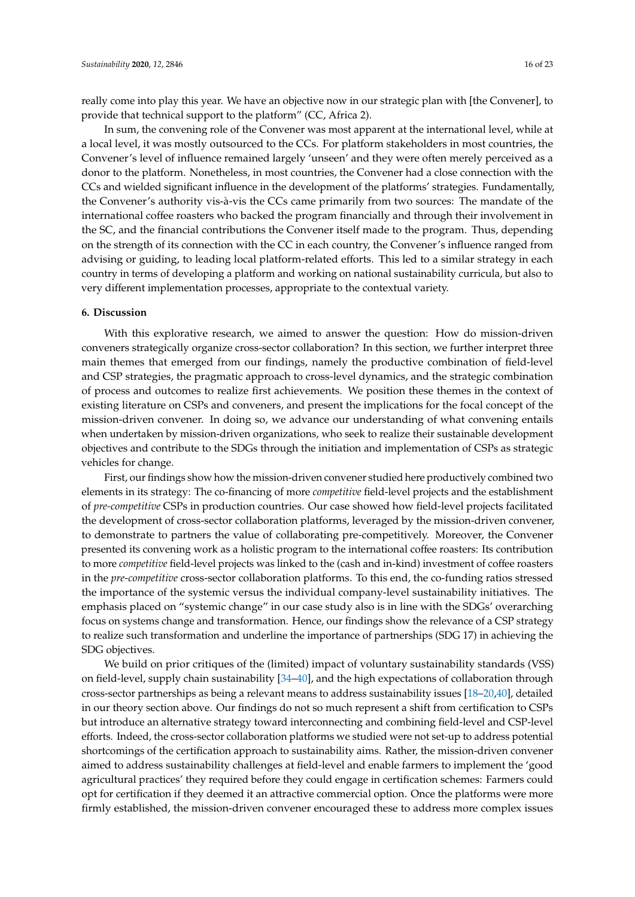really come into play this year. We have an objective now in our strategic plan with [the Convener], to provide that technical support to the platform" (CC, Africa 2).

In sum, the convening role of the Convener was most apparent at the international level, while at a local level, it was mostly outsourced to the CCs. For platform stakeholders in most countries, the Convener's level of influence remained largely 'unseen' and they were often merely perceived as a donor to the platform. Nonetheless, in most countries, the Convener had a close connection with the CCs and wielded significant influence in the development of the platforms' strategies. Fundamentally, the Convener's authority vis-à-vis the CCs came primarily from two sources: The mandate of the international coffee roasters who backed the program financially and through their involvement in the SC, and the financial contributions the Convener itself made to the program. Thus, depending on the strength of its connection with the CC in each country, the Convener's influence ranged from advising or guiding, to leading local platform-related efforts. This led to a similar strategy in each country in terms of developing a platform and working on national sustainability curricula, but also to very different implementation processes, appropriate to the contextual variety.

## 6. Discussion

With this explorative research, we aimed to answer the question: How do mission-driven conveners strategically organize cross-sector collaboration? In this section, we further interpret three main themes that emerged from our findings, namely the productive combination of field-level and CSP strategies, the pragmatic approach to cross-level dynamics, and the strategic combination of process and outcomes to realize first achievements. We position these themes in the context of existing literature on CSPs and conveners, and present the implications for the focal concept of the mission-driven convener. In doing so, we advance our understanding of what convening entails when undertaken by mission-driven organizations, who seek to realize their sustainable development objectives and contribute to the SDGs through the initiation and implementation of CSPs as strategic vehicles for change.

First, our findings show how the mission-driven convener studied here productively combined two elements in its strategy: The co-financing of more *competitive* field-level projects and the establishment of *pre-competitive* CSPs in production countries. Our case showed how field-level projects facilitated the development of cross-sector collaboration platforms, leveraged by the mission-driven convener, to demonstrate to partners the value of collaborating pre-competitively. Moreover, the Convener presented its convening work as a holistic program to the international coffee roasters: Its contribution to more *competitive* field-level projects was linked to the (cash and in-kind) investment of coffee roasters in the *pre-competitive* cross-sector collaboration platforms. To this end, the co-funding ratios stressed the importance of the systemic versus the individual company-level sustainability initiatives. The emphasis placed on "systemic change" in our case study also is in line with the SDGs' overarching focus on systems change and transformation. Hence, our findings show the relevance of a CSP strategy to realize such transformation and underline the importance of partnerships (SDG 17) in achieving the SDG objectives.

We build on prior critiques of the (limited) impact of voluntary sustainability standards (VSS) on field-level, supply chain sustainability [34–40], and the high expectations of collaboration through cross-sector partnerships as being a relevant means to address sustainability issues [18–20,40], detailed in our theory section above. Our findings do not so much represent a shift from certification to CSPs but introduce an alternative strategy toward interconnecting and combining field-level and CSP-level efforts. Indeed, the cross-sector collaboration platforms we studied were not set-up to address potential shortcomings of the certification approach to sustainability aims. Rather, the mission-driven convener aimed to address sustainability challenges at field-level and enable farmers to implement the 'good agricultural practices' they required before they could engage in certification schemes: Farmers could opt for certification if they deemed it an attractive commercial option. Once the platforms were more firmly established, the mission-driven convener encouraged these to address more complex issues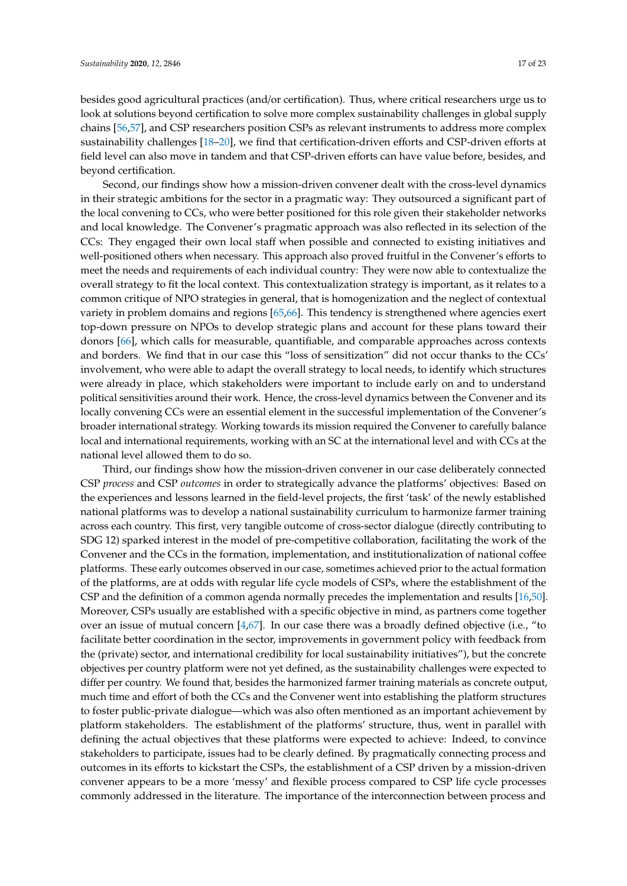besides good agricultural practices (and/or certification). Thus, where critical researchers urge us to look at solutions beyond certification to solve more complex sustainability challenges in global supply chains [56,57], and CSP researchers position CSPs as relevant instruments to address more complex sustainability challenges [18–20], we find that certification-driven efforts and CSP-driven efforts at field level can also move in tandem and that CSP-driven efforts can have value before, besides, and beyond certification.

Second, our findings show how a mission-driven convener dealt with the cross-level dynamics in their strategic ambitions for the sector in a pragmatic way: They outsourced a significant part of the local convening to CCs, who were better positioned for this role given their stakeholder networks and local knowledge. The Convener's pragmatic approach was also reflected in its selection of the CCs: They engaged their own local staff when possible and connected to existing initiatives and well-positioned others when necessary. This approach also proved fruitful in the Convener's efforts to meet the needs and requirements of each individual country: They were now able to contextualize the overall strategy to fit the local context. This contextualization strategy is important, as it relates to a common critique of NPO strategies in general, that is homogenization and the neglect of contextual variety in problem domains and regions [65,66]. This tendency is strengthened where agencies exert top-down pressure on NPOs to develop strategic plans and account for these plans toward their donors [66], which calls for measurable, quantifiable, and comparable approaches across contexts and borders. We find that in our case this "loss of sensitization" did not occur thanks to the CCs' involvement, who were able to adapt the overall strategy to local needs, to identify which structures were already in place, which stakeholders were important to include early on and to understand political sensitivities around their work. Hence, the cross-level dynamics between the Convener and its locally convening CCs were an essential element in the successful implementation of the Convener's broader international strategy. Working towards its mission required the Convener to carefully balance local and international requirements, working with an SC at the international level and with CCs at the national level allowed them to do so.

Third, our findings show how the mission-driven convener in our case deliberately connected CSP *process* and CSP *outcomes* in order to strategically advance the platforms' objectives: Based on the experiences and lessons learned in the field-level projects, the first 'task' of the newly established national platforms was to develop a national sustainability curriculum to harmonize farmer training across each country. This first, very tangible outcome of cross-sector dialogue (directly contributing to SDG 12) sparked interest in the model of pre-competitive collaboration, facilitating the work of the Convener and the CCs in the formation, implementation, and institutionalization of national coffee platforms. These early outcomes observed in our case, sometimes achieved prior to the actual formation of the platforms, are at odds with regular life cycle models of CSPs, where the establishment of the CSP and the definition of a common agenda normally precedes the implementation and results [16,50]. Moreover, CSPs usually are established with a specific objective in mind, as partners come together over an issue of mutual concern [4,67]. In our case there was a broadly defined objective (i.e., "to facilitate better coordination in the sector, improvements in government policy with feedback from the (private) sector, and international credibility for local sustainability initiatives"), but the concrete objectives per country platform were not yet defined, as the sustainability challenges were expected to differ per country. We found that, besides the harmonized farmer training materials as concrete output, much time and effort of both the CCs and the Convener went into establishing the platform structures to foster public-private dialogue—which was also often mentioned as an important achievement by platform stakeholders. The establishment of the platforms' structure, thus, went in parallel with defining the actual objectives that these platforms were expected to achieve: Indeed, to convince stakeholders to participate, issues had to be clearly defined. By pragmatically connecting process and outcomes in its efforts to kickstart the CSPs, the establishment of a CSP driven by a mission-driven convener appears to be a more 'messy' and flexible process compared to CSP life cycle processes commonly addressed in the literature. The importance of the interconnection between process and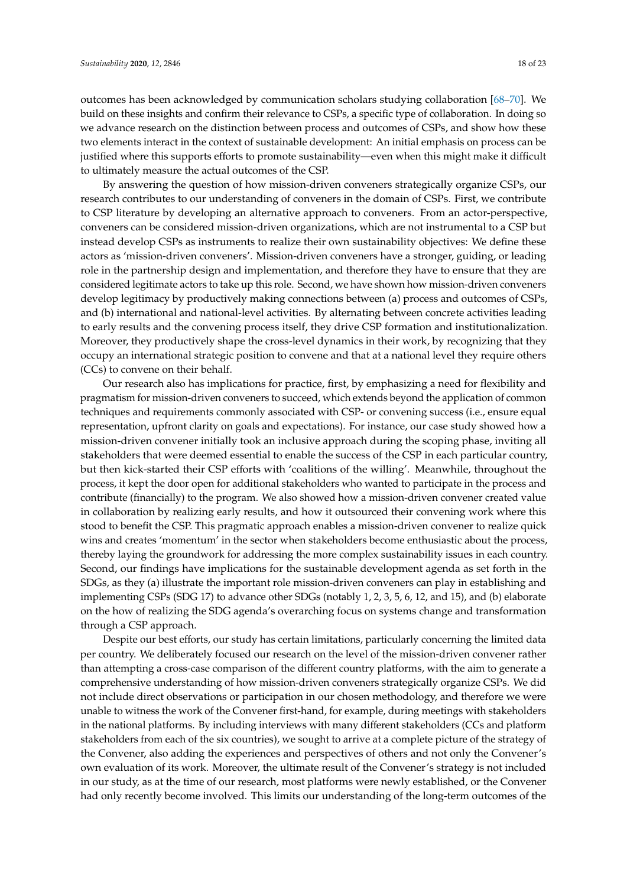outcomes has been acknowledged by communication scholars studying collaboration [68–70]. We build on these insights and confirm their relevance to CSPs, a specific type of collaboration. In doing so we advance research on the distinction between process and outcomes of CSPs, and show how these two elements interact in the context of sustainable development: An initial emphasis on process can be justified where this supports efforts to promote sustainability—even when this might make it difficult to ultimately measure the actual outcomes of the CSP.

By answering the question of how mission-driven conveners strategically organize CSPs, our research contributes to our understanding of conveners in the domain of CSPs. First, we contribute to CSP literature by developing an alternative approach to conveners. From an actor-perspective, conveners can be considered mission-driven organizations, which are not instrumental to a CSP but instead develop CSPs as instruments to realize their own sustainability objectives: We define these actors as 'mission-driven conveners'. Mission-driven conveners have a stronger, guiding, or leading role in the partnership design and implementation, and therefore they have to ensure that they are considered legitimate actors to take up this role. Second, we have shown how mission-driven conveners develop legitimacy by productively making connections between (a) process and outcomes of CSPs, and (b) international and national-level activities. By alternating between concrete activities leading to early results and the convening process itself, they drive CSP formation and institutionalization. Moreover, they productively shape the cross-level dynamics in their work, by recognizing that they occupy an international strategic position to convene and that at a national level they require others (CCs) to convene on their behalf.

Our research also has implications for practice, first, by emphasizing a need for flexibility and pragmatism for mission-driven conveners to succeed, which extends beyond the application of common techniques and requirements commonly associated with CSP- or convening success (i.e., ensure equal representation, upfront clarity on goals and expectations). For instance, our case study showed how a mission-driven convener initially took an inclusive approach during the scoping phase, inviting all stakeholders that were deemed essential to enable the success of the CSP in each particular country, but then kick-started their CSP efforts with 'coalitions of the willing'. Meanwhile, throughout the process, it kept the door open for additional stakeholders who wanted to participate in the process and contribute (financially) to the program. We also showed how a mission-driven convener created value in collaboration by realizing early results, and how it outsourced their convening work where this stood to benefit the CSP. This pragmatic approach enables a mission-driven convener to realize quick wins and creates 'momentum' in the sector when stakeholders become enthusiastic about the process, thereby laying the groundwork for addressing the more complex sustainability issues in each country. Second, our findings have implications for the sustainable development agenda as set forth in the SDGs, as they (a) illustrate the important role mission-driven conveners can play in establishing and implementing CSPs (SDG 17) to advance other SDGs (notably 1, 2, 3, 5, 6, 12, and 15), and (b) elaborate on the how of realizing the SDG agenda's overarching focus on systems change and transformation through a CSP approach.

Despite our best efforts, our study has certain limitations, particularly concerning the limited data per country. We deliberately focused our research on the level of the mission-driven convener rather than attempting a cross-case comparison of the different country platforms, with the aim to generate a comprehensive understanding of how mission-driven conveners strategically organize CSPs. We did not include direct observations or participation in our chosen methodology, and therefore we were unable to witness the work of the Convener first-hand, for example, during meetings with stakeholders in the national platforms. By including interviews with many different stakeholders (CCs and platform stakeholders from each of the six countries), we sought to arrive at a complete picture of the strategy of the Convener, also adding the experiences and perspectives of others and not only the Convener's own evaluation of its work. Moreover, the ultimate result of the Convener's strategy is not included in our study, as at the time of our research, most platforms were newly established, or the Convener had only recently become involved. This limits our understanding of the long-term outcomes of the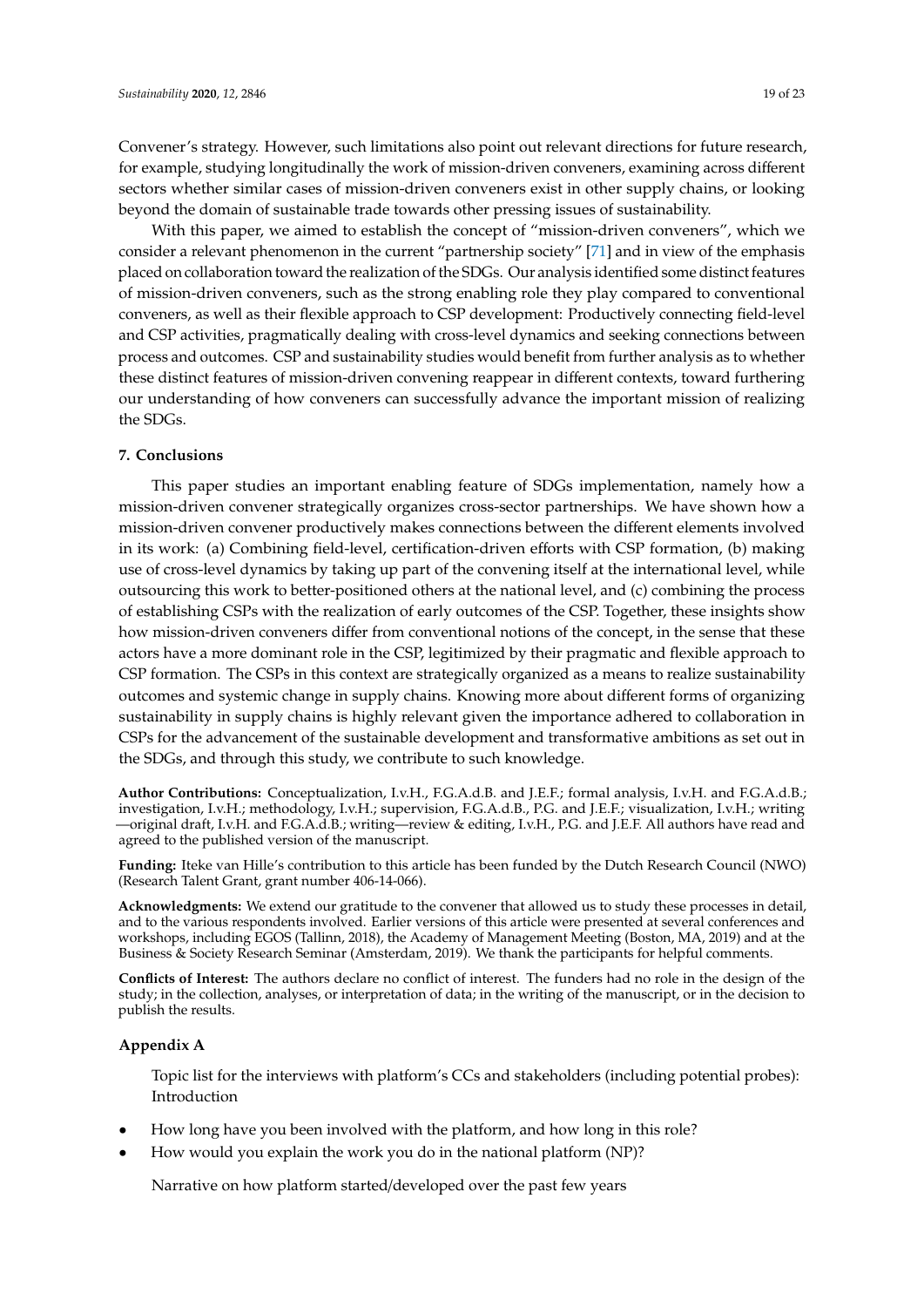Convener's strategy. However, such limitations also point out relevant directions for future research, for example, studying longitudinally the work of mission-driven conveners, examining across different sectors whether similar cases of mission-driven conveners exist in other supply chains, or looking beyond the domain of sustainable trade towards other pressing issues of sustainability.

With this paper, we aimed to establish the concept of "mission-driven conveners", which we consider a relevant phenomenon in the current "partnership society" [71] and in view of the emphasis placed on collaboration toward the realization of the SDGs. Our analysis identified some distinct features of mission-driven conveners, such as the strong enabling role they play compared to conventional conveners, as well as their flexible approach to CSP development: Productively connecting field-level and CSP activities, pragmatically dealing with cross-level dynamics and seeking connections between process and outcomes. CSP and sustainability studies would benefit from further analysis as to whether these distinct features of mission-driven convening reappear in different contexts, toward furthering our understanding of how conveners can successfully advance the important mission of realizing the SDGs.

## 7. Conclusions

This paper studies an important enabling feature of SDGs implementation, namely how a mission-driven convener strategically organizes cross-sector partnerships. We have shown how a mission-driven convener productively makes connections between the different elements involved in its work: (a) Combining field-level, certification-driven efforts with CSP formation, (b) making use of cross-level dynamics by taking up part of the convening itself at the international level, while outsourcing this work to better-positioned others at the national level, and (c) combining the process of establishing CSPs with the realization of early outcomes of the CSP. Together, these insights show how mission-driven conveners differ from conventional notions of the concept, in the sense that these actors have a more dominant role in the CSP, legitimized by their pragmatic and flexible approach to CSP formation. The CSPs in this context are strategically organized as a means to realize sustainability outcomes and systemic change in supply chains. Knowing more about different forms of organizing sustainability in supply chains is highly relevant given the importance adhered to collaboration in CSPs for the advancement of the sustainable development and transformative ambitions as set out in the SDGs, and through this study, we contribute to such knowledge.

**Author Contributions:** Conceptualization, I.v.H., F.G.A.d.B. and J.E.F.; formal analysis, I.v.H. and F.G.A.d.B.; investigation, I.v.H.; methodology, I.v.H.; supervision, F.G.A.d.B., P.G. and J.E.F.; visualization, I.v.H.; writing—original draft, I.v.H. and F.G.A.d.B.; writing—review & editing, I.v.H., P.G. and J.E.F. All authors have read and agreed to the published version of the manuscript.

**Funding:** Iteke van Hille's contribution to this article has been funded by the Dutch Research Council (NWO) (Research Talent Grant, grant number 406-14-066).

**Acknowledgments:** We extend our gratitude to the convener that allowed us to study these processes in detail, and to the various respondents involved. Earlier versions of this article were presented at several conferences and workshops, including EGOS (Tallinn, 2018), the Academy of Management Meeting (Boston, MA, 2019) and at the Business & Society Research Seminar (Amsterdam, 2019). We thank the participants for helpful comments.

**Conflicts of Interest:** The authors declare no conflict of interest. The funders had no role in the design of the study; in the collection, analyses, or interpretation of data; in the writing of the manuscript, or in the decision to publish the results.

## Appendix A

Topic list for the interviews with platform's CCs and stakeholders (including potential probes): Introduction

- How long have you been involved with the platform, and how long in this role?
- How would you explain the work you do in the national platform (NP)?

Narrative on how platform started/developed over the past few years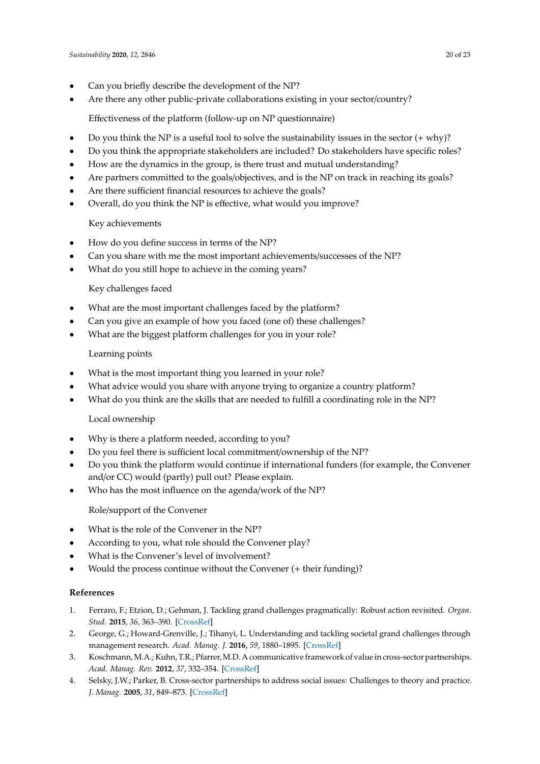- Can you briefly describe the development of the NP?
- Are there any other public-private collaborations existing in your sector/country?

Effectiveness of the platform (follow-up on NP questionnaire)

- Do you think the NP is a useful tool to solve the sustainability issues in the sector (+ why)?
- Do you think the appropriate stakeholders are included? Do stakeholders have specific roles?
- How are the dynamics in the group, is there trust and mutual understanding?
- Are partners committed to the goals/objectives, and is the NP on track in reaching its goals?
- Are there sufficient financial resources to achieve the goals?
- Overall, do you think the NP is effective, what would you improve?

Key achievements

- How do you define success in terms of the NP?
- Can you share with me the most important achievements/successes of the NP?
- What do you still hope to achieve in the coming years?

Key challenges faced

- What are the most important challenges faced by the platform?
- Can you give an example of how you faced (one of) these challenges?
- What are the biggest platform challenges for you in your role?

Learning points

- What is the most important thing you learned in your role?
- What advice would you share with anyone trying to organize a country platform?
- What do you think are the skills that are needed to fulfill a coordinating role in the NP?

Local ownership

- Why is there a platform needed, according to you?
- Do you feel there is sufficient local commitment/ownership of the NP?
- Do you think the platform would continue if international funders (for example, the Convener and/or CC) would (partly) pull out? Please explain.
- Who has the most influence on the agenda/work of the NP?

Role/support of the Convener

- What is the role of the Convener in the NP?
- According to you, what role should the Convener play?
- What is the Convener's level of involvement?
- Would the process continue without the Convener (+ their funding)?

## References

1. Ferraro, F.; Etzion, D.; Gehman, J. Tackling grand challenges pragmatically: Robust action revisited. *Organ. Stud.* **2015**, *36*, 363–390. [CrossRef]
2. George, G.; Howard-Grenville, J.; Tihanyi, L. Understanding and tackling societal grand challenges through management research. *Acad. Manag. J.* **2016**, *59*, 1880–1895. [CrossRef]
3. Koschmann, M.A.; Kuhn, T.R.; Pfarrer, M.D. A communicative framework of value in cross-sector partnerships. *Acad. Manag. Rev.* **2012**, *37*, 332–354. [CrossRef]
4. Selsky, J.W.; Parker, B. Cross-sector partnerships to address social issues: Challenges to theory and practice. *J. Manag.* **2005**, *31*, 849–873. [CrossRef]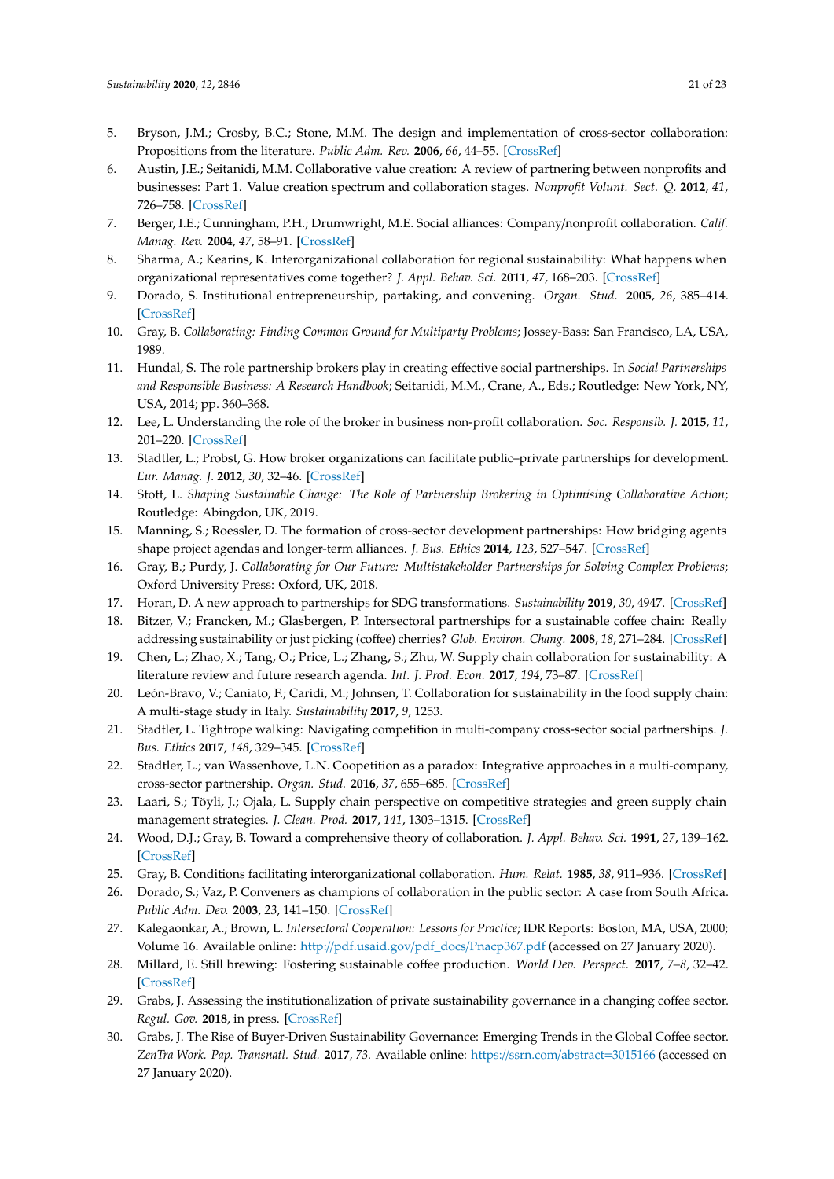5. Bryson, J.M.; Crosby, B.C.; Stone, M.M. The design and implementation of cross-sector collaboration: Propositions from the literature. *Public Adm. Rev.* **2006**, *66*, 44–55. [CrossRef]
6. Austin, J.E.; Seitanidi, M.M. Collaborative value creation: A review of partnering between nonprofits and businesses: Part 1. Value creation spectrum and collaboration stages. *Nonprofit Volunt. Sect. Q.* **2012**, *41*, 726–758. [CrossRef]
7. Berger, I.E.; Cunningham, P.H.; Drumwright, M.E. Social alliances: Company/nonprofit collaboration. *Calif. Manag. Rev.* **2004**, *47*, 58–91. [CrossRef]
8. Sharma, A.; Kearins, K. Interorganizational collaboration for regional sustainability: What happens when organizational representatives come together? *J. Appl. Behav. Sci.* **2011**, *47*, 168–203. [CrossRef]
9. Dorado, S. Institutional entrepreneurship, partaking, and convening. *Organ. Stud.* **2005**, *26*, 385–414. [CrossRef]
10. Gray, B. *Collaborating: Finding Common Ground for Multiparty Problems*; Jossey-Bass: San Francisco, LA, USA, 1989.
11. Hundal, S. The role partnership brokers play in creating effective social partnerships. In *Social Partnerships and Responsible Business: A Research Handbook*; Seitanidi, M.M., Crane, A., Eds.; Routledge: New York, NY, USA, 2014; pp. 360–368.
12. Lee, L. Understanding the role of the broker in business non-profit collaboration. *Soc. Responsib. J.* **2015**, *11*, 201–220. [CrossRef]
13. Stadtler, L.; Probst, G. How broker organizations can facilitate public–private partnerships for development. *Eur. Manag. J.* **2012**, *30*, 32–46. [CrossRef]
14. Stott, L. *Shaping Sustainable Change: The Role of Partnership Brokering in Optimising Collaborative Action*; Routledge: Abingdon, UK, 2019.
15. Manning, S.; Roessler, D. The formation of cross-sector development partnerships: How bridging agents shape project agendas and longer-term alliances. *J. Bus. Ethics* **2014**, *123*, 527–547. [CrossRef]
16. Gray, B.; Purdy, J. *Collaborating for Our Future: Multistakeholder Partnerships for Solving Complex Problems*; Oxford University Press: Oxford, UK, 2018.
17. Horan, D. A new approach to partnerships for SDG transformations. *Sustainability* **2019**, *30*, 4947. [CrossRef]
18. Bitzer, V.; Francken, M.; Glasbergen, P. Intersectoral partnerships for a sustainable coffee chain: Really addressing sustainability or just picking (coffee) cherries? *Glob. Environ. Chang.* **2008**, *18*, 271–284. [CrossRef]
19. Chen, L.; Zhao, X.; Tang, O.; Price, L.; Zhang, S.; Zhu, W. Supply chain collaboration for sustainability: A literature review and future research agenda. *Int. J. Prod. Econ.* **2017**, *194*, 73–87. [CrossRef]
20. León-Bravo, V.; Caniato, F.; Caridi, M.; Johnsen, T. Collaboration for sustainability in the food supply chain: A multi-stage study in Italy. *Sustainability* **2017**, *9*, 1253.
21. Stadtler, L. Tightrope walking: Navigating competition in multi-company cross-sector social partnerships. *J. Bus. Ethics* **2017**, *148*, 329–345. [CrossRef]
22. Stadtler, L.; van Wassenhove, L.N. Coopetition as a paradox: Integrative approaches in a multi-company, cross-sector partnership. *Organ. Stud.* **2016**, *37*, 655–685. [CrossRef]
23. Laari, S.; Töyli, J.; Ojala, L. Supply chain perspective on competitive strategies and green supply chain management strategies. *J. Clean. Prod.* **2017**, *141*, 1303–1315. [CrossRef]
24. Wood, D.J.; Gray, B. Toward a comprehensive theory of collaboration. *J. Appl. Behav. Sci.* **1991**, *27*, 139–162. [CrossRef]
25. Gray, B. Conditions facilitating interorganizational collaboration. *Hum. Relat.* **1985**, *38*, 911–936. [CrossRef]
26. Dorado, S.; Vaz, P. Conveners as champions of collaboration in the public sector: A case from South Africa. *Public Adm. Dev.* **2003**, *23*, 141–150. [CrossRef]
27. Kalegaonkar, A.; Brown, L. *Intersectoral Cooperation: Lessons for Practice*; IDR Reports: Boston, MA, USA, 2000; Volume 16. Available online: http://pdf.usaid.gov/pdf_docs/Pnacp367.pdf (accessed on 27 January 2020).
28. Millard, E. Still brewing: Fostering sustainable coffee production. *World Dev. Perspect.* **2017**, *7–8*, 32–42. [CrossRef]
29. Grabs, J. Assessing the institutionalization of private sustainability governance in a changing coffee sector. *Regul. Gov.* **2018**, in press. [CrossRef]
30. Grabs, J. The Rise of Buyer-Driven Sustainability Governance: Emerging Trends in the Global Coffee sector. *ZenTra Work. Pap. Transnatl. Stud.* **2017**, *73*. Available online: https://ssrn.com/abstract=3015166 (accessed on 27 January 2020).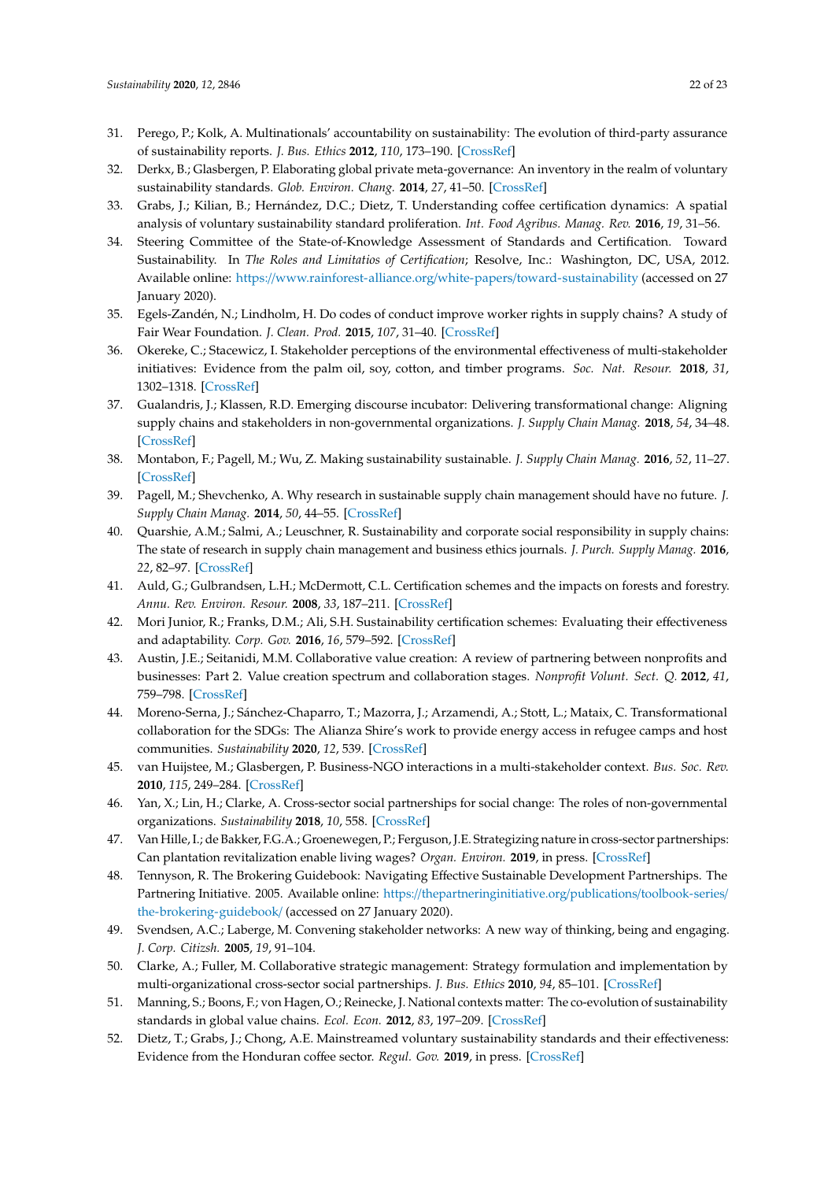31. Perego, P.; Kolk, A. Multinationals' accountability on sustainability: The evolution of third-party assurance of sustainability reports. *J. Bus. Ethics* **2012**, *110*, 173–190. [CrossRef]
32. Derkx, B.; Glasbergen, P. Elaborating global private meta-governance: An inventory in the realm of voluntary sustainability standards. *Glob. Environ. Chang.* **2014**, *27*, 41–50. [CrossRef]
33. Grabs, J.; Kilian, B.; Hernández, D.C.; Dietz, T. Understanding coffee certification dynamics: A spatial analysis of voluntary sustainability standard proliferation. *Int. Food Agribus. Manag. Rev.* **2016**, *19*, 31–56.
34. Steering Committee of the State-of-Knowledge Assessment of Standards and Certification. Toward Sustainability. In *The Roles and Limitatios of Certification*; Resolve, Inc.: Washington, DC, USA, 2012. Available online: https://www.rainforest-alliance.org/white-papers/toward-sustainability (accessed on 27 January 2020).
35. Egels-Zandén, N.; Lindholm, H. Do codes of conduct improve worker rights in supply chains? A study of Fair Wear Foundation. *J. Clean. Prod.* **2015**, *107*, 31–40. [CrossRef]
36. Okereke, C.; Stacewicz, I. Stakeholder perceptions of the environmental effectiveness of multi-stakeholder initiatives: Evidence from the palm oil, soy, cotton, and timber programs. *Soc. Nat. Resour.* **2018**, *31*, 1302–1318. [CrossRef]
37. Gualandris, J.; Klassen, R.D. Emerging discourse incubator: Delivering transformational change: Aligning supply chains and stakeholders in non-governmental organizations. *J. Supply Chain Manag.* **2018**, *54*, 34–48. [CrossRef]
38. Montabon, F.; Pagell, M.; Wu, Z. Making sustainability sustainable. *J. Supply Chain Manag.* **2016**, *52*, 11–27. [CrossRef]
39. Pagell, M.; Shevchenko, A. Why research in sustainable supply chain management should have no future. *J. Supply Chain Manag.* **2014**, *50*, 44–55. [CrossRef]
40. Quarshie, A.M.; Salmi, A.; Leuschner, R. Sustainability and corporate social responsibility in supply chains: The state of research in supply chain management and business ethics journals. *J. Purch. Supply Manag.* **2016**, *22*, 82–97. [CrossRef]
41. Auld, G.; Gulbrandsen, L.H.; McDermott, C.L. Certification schemes and the impacts on forests and forestry. *Annu. Rev. Environ. Resour.* **2008**, *33*, 187–211. [CrossRef]
42. Mori Junior, R.; Franks, D.M.; Ali, S.H. Sustainability certification schemes: Evaluating their effectiveness and adaptability. *Corp. Gov.* **2016**, *16*, 579–592. [CrossRef]
43. Austin, J.E.; Seitanidi, M.M. Collaborative value creation: A review of partnering between nonprofits and businesses: Part 2. Value creation spectrum and collaboration stages. *Nonprofit Volunt. Sect. Q.* **2012**, *41*, 759–798. [CrossRef]
44. Moreno-Serna, J.; Sánchez-Chaparro, T.; Mazorra, J.; Arzamendi, A.; Stott, L.; Mataix, C. Transformational collaboration for the SDGs: The Alianza Shire's work to provide energy access in refugee camps and host communities. *Sustainability* **2020**, *12*, 539. [CrossRef]
45. van Huijstee, M.; Glasbergen, P. Business-NGO interactions in a multi-stakeholder context. *Bus. Soc. Rev.* **2010**, *115*, 249–284. [CrossRef]
46. Yan, X.; Lin, H.; Clarke, A. Cross-sector social partnerships for social change: The roles of non-governmental organizations. *Sustainability* **2018**, *10*, 558. [CrossRef]
47. Van Hille, I.; de Bakker, F.G.A.; Groenewegen, P.; Ferguson, J.E. Strategizing nature in cross-sector partnerships: Can plantation revitalization enable living wages? *Organ. Environ.* **2019**, in press. [CrossRef]
48. Tennyson, R. The Brokering Guidebook: Navigating Effective Sustainable Development Partnerships. The Partnering Initiative. 2005. Available online: https://thepartneringinitiative.org/publications/toolbook-series/the-brokering-guidebook/ (accessed on 27 January 2020).
49. Svendsen, A.C.; Laberge, M. Convening stakeholder networks: A new way of thinking, being and engaging. *J. Corp. Citizsh.* **2005**, *19*, 91–104.
50. Clarke, A.; Fuller, M. Collaborative strategic management: Strategy formulation and implementation by multi-organizational cross-sector social partnerships. *J. Bus. Ethics* **2010**, *94*, 85–101. [CrossRef]
51. Manning, S.; Boons, F.; von Hagen, O.; Reinecke, J. National contexts matter: The co-evolution of sustainability standards in global value chains. *Ecol. Econ.* **2012**, *83*, 197–209. [CrossRef]
52. Dietz, T.; Grabs, J.; Chong, A.E. Mainstreamed voluntary sustainability standards and their effectiveness: Evidence from the Honduran coffee sector. *Regul. Gov.* **2019**, in press. [CrossRef]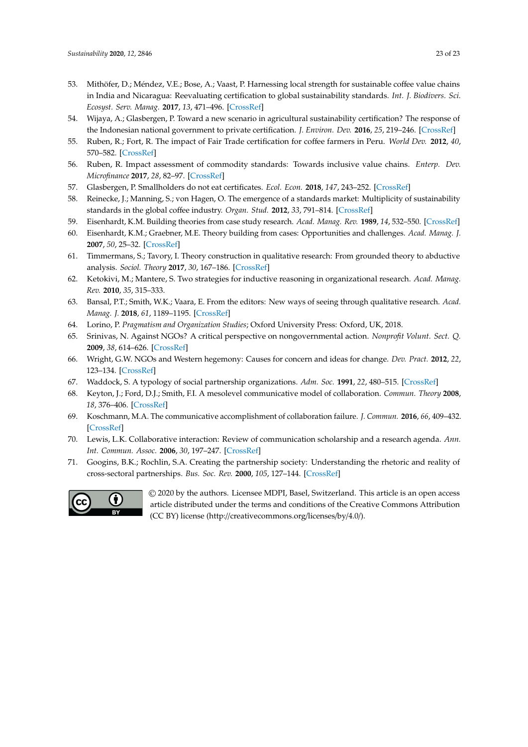53. Mithöfer, D.; Méndez, V.E.; Bose, A.; Vaast, P. Harnessing local strength for sustainable coffee value chains in India and Nicaragua: Reevaluating certification to global sustainability standards. *Int. J. Biodivers. Sci. Ecosyst. Serv. Manag.* **2017**, *13*, 471–496. [CrossRef]
54. Wijaya, A.; Glasbergen, P. Toward a new scenario in agricultural sustainability certification? The response of the Indonesian national government to private certification. *J. Environ. Dev.* **2016**, *25*, 219–246. [CrossRef]
55. Ruben, R.; Fort, R. The impact of Fair Trade certification for coffee farmers in Peru. *World Dev.* **2012**, *40*, 570–582. [CrossRef]
56. Ruben, R. Impact assessment of commodity standards: Towards inclusive value chains. *Enterp. Dev. Microfinance* **2017**, *28*, 82–97. [CrossRef]
57. Glasbergen, P. Smallholders do not eat certificates. *Ecol. Econ.* **2018**, *147*, 243–252. [CrossRef]
58. Reinecke, J.; Manning, S.; von Hagen, O. The emergence of a standards market: Multiplicity of sustainability standards in the global coffee industry. *Organ. Stud.* **2012**, *33*, 791–814. [CrossRef]
59. Eisenhardt, K.M. Building theories from case study research. *Acad. Manag. Rev.* **1989**, *14*, 532–550. [CrossRef]
60. Eisenhardt, K.M.; Graebner, M.E. Theory building from cases: Opportunities and challenges. *Acad. Manag. J.* **2007**, *50*, 25–32. [CrossRef]
61. Timmermans, S.; Tavory, I. Theory construction in qualitative research: From grounded theory to abductive analysis. *Sociol. Theory* **2017**, *30*, 167–186. [CrossRef]
62. Ketokivi, M.; Mantere, S. Two strategies for inductive reasoning in organizational research. *Acad. Manag. Rev.* **2010**, *35*, 315–333.
63. Bansal, P.T.; Smith, W.K.; Vaara, E. From the editors: New ways of seeing through qualitative research. *Acad. Manag. J.* **2018**, *61*, 1189–1195. [CrossRef]
64. Lorino, P. *Pragmatism and Organization Studies*; Oxford University Press: Oxford, UK, 2018.
65. Srinivas, N. Against NGOs? A critical perspective on nongovernmental action. *Nonprofit Volunt. Sect. Q.* **2009**, *38*, 614–626. [CrossRef]
66. Wright, G.W. NGOs and Western hegemony: Causes for concern and ideas for change. *Dev. Pract.* **2012**, *22*, 123–134. [CrossRef]
67. Waddock, S. A typology of social partnership organizations. *Adm. Soc.* **1991**, *22*, 480–515. [CrossRef]
68. Keyton, J.; Ford, D.J.; Smith, F.I. A mesolevel communicative model of collaboration. *Commun. Theory* **2008**, *18*, 376–406. [CrossRef]
69. Koschmann, M.A. The communicative accomplishment of collaboration failure. *J. Commun.* **2016**, *66*, 409–432. [CrossRef]
70. Lewis, L.K. Collaborative interaction: Review of communication scholarship and a research agenda. *Ann. Int. Commun. Assoc.* **2006**, *30*, 197–247. [CrossRef]
71. Googins, B.K.; Rochlin, S.A. Creating the partnership society: Understanding the rhetoric and reality of cross-sectoral partnerships. *Bus. Soc. Rev.* **2000**, *105*, 127–144. [CrossRef]

© 2020 by the authors. Licensee MDPI, Basel, Switzerland. This article is an open access article distributed under the terms and conditions of the Creative Commons Attribution (CC BY) license (http://creativecommons.org/licenses/by/4.0/).